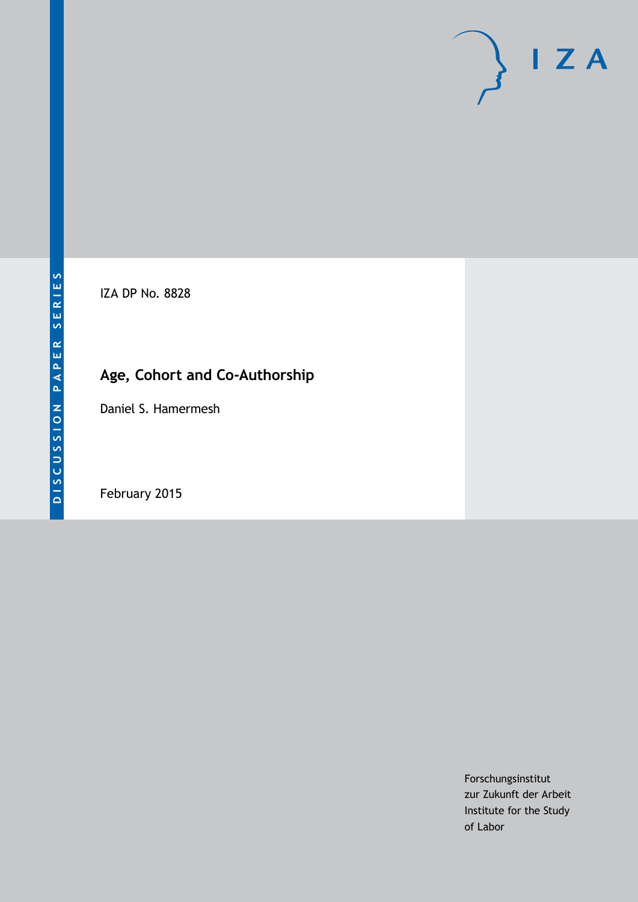DISCUSSION PAPER SERIES

IZA

IZA DP No. 8828

# Age, Cohort and Co-Authorship

Daniel S. Hamermesh

February 2015

Forschungsinstitut
zur Zukunft der Arbeit
Institute for the Study
of Labor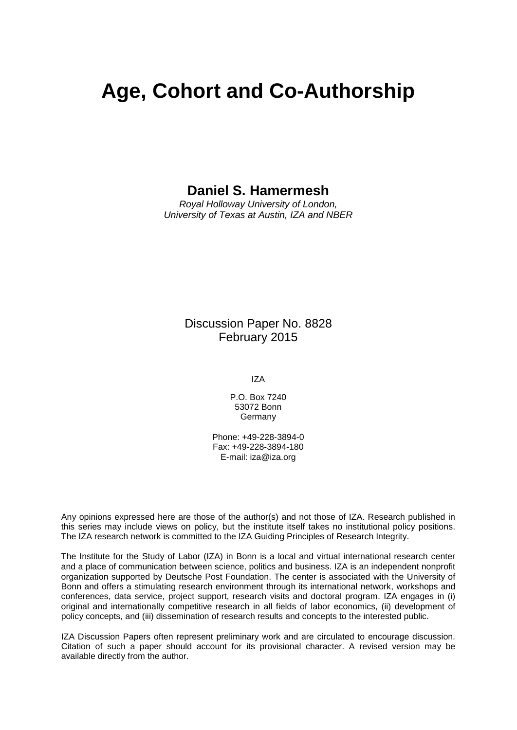# Age, Cohort and Co-Authorship

**Daniel S. Hamermesh**

*Royal Holloway University of London,*
*University of Texas at Austin, IZA and NBER*

Discussion Paper No. 8828
February 2015

IZA

P.O. Box 7240
53072 Bonn
Germany

Phone: +49-228-3894-0
Fax: +49-228-3894-180
E-mail: iza@iza.org

Any opinions expressed here are those of the author(s) and not those of IZA. Research published in this series may include views on policy, but the institute itself takes no institutional policy positions. The IZA research network is committed to the IZA Guiding Principles of Research Integrity.

The Institute for the Study of Labor (IZA) in Bonn is a local and virtual international research center and a place of communication between science, politics and business. IZA is an independent nonprofit organization supported by Deutsche Post Foundation. The center is associated with the University of Bonn and offers a stimulating research environment through its international network, workshops and conferences, data service, project support, research visits and doctoral program. IZA engages in (i) original and internationally competitive research in all fields of labor economics, (ii) development of policy concepts, and (iii) dissemination of research results and concepts to the interested public.

IZA Discussion Papers often represent preliminary work and are circulated to encourage discussion. Citation of such a paper should account for its provisional character. A revised version may be available directly from the author.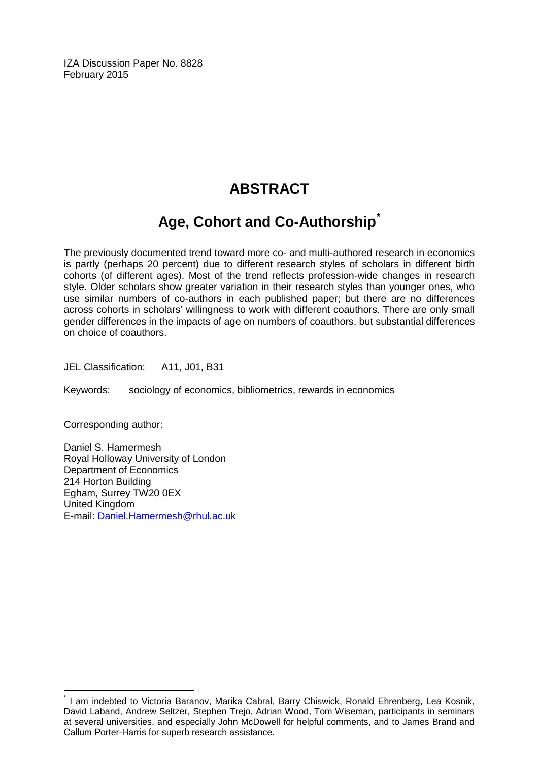IZA Discussion Paper No. 8828
February 2015

# ABSTRACT

## Age, Cohort and Co-Authorship[*]

The previously documented trend toward more co- and multi-authored research in economics is partly (perhaps 20 percent) due to different research styles of scholars in different birth cohorts (of different ages). Most of the trend reflects profession-wide changes in research style. Older scholars show greater variation in their research styles than younger ones, who use similar numbers of co-authors in each published paper; but there are no differences across cohorts in scholars' willingness to work with different coauthors. There are only small gender differences in the impacts of age on numbers of coauthors, but substantial differences on choice of coauthors.

JEL Classification: A11, J01, B31

Keywords: sociology of economics, bibliometrics, rewards in economics

Corresponding author:

Daniel S. Hamermesh
Royal Holloway University of London
Department of Economics
214 Horton Building
Egham, Surrey TW20 0EX
United Kingdom
E-mail: Daniel.Hamermesh@rhul.ac.uk

[*] I am indebted to Victoria Baranov, Marika Cabral, Barry Chiswick, Ronald Ehrenberg, Lea Kosnik, David Laband, Andrew Seltzer, Stephen Trejo, Adrian Wood, Tom Wiseman, participants in seminars at several universities, and especially John McDowell for helpful comments, and to James Brand and Callum Porter-Harris for superb research assistance.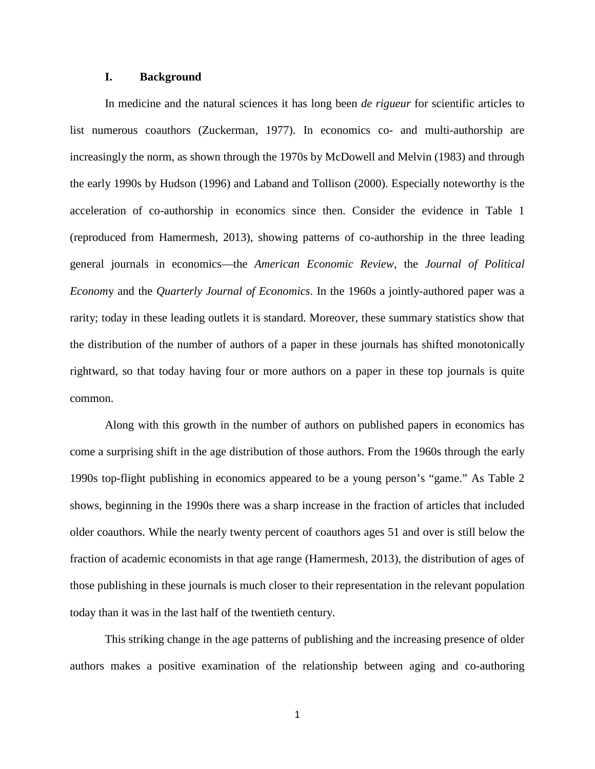## I. Background

In medicine and the natural sciences it has long been *de rigueur* for scientific articles to list numerous coauthors (Zuckerman, 1977). In economics co- and multi-authorship are increasingly the norm, as shown through the 1970s by McDowell and Melvin (1983) and through the early 1990s by Hudson (1996) and Laband and Tollison (2000). Especially noteworthy is the acceleration of co-authorship in economics since then. Consider the evidence in Table 1 (reproduced from Hamermesh, 2013), showing patterns of co-authorship in the three leading general journals in economics—the *American Economic Review*, the *Journal of Political Econom*y and the *Quarterly Journal of Economics*. In the 1960s a jointly-authored paper was a rarity; today in these leading outlets it is standard. Moreover, these summary statistics show that the distribution of the number of authors of a paper in these journals has shifted monotonically rightward, so that today having four or more authors on a paper in these top journals is quite common.

Along with this growth in the number of authors on published papers in economics has come a surprising shift in the age distribution of those authors. From the 1960s through the early 1990s top-flight publishing in economics appeared to be a young person's "game." As Table 2 shows, beginning in the 1990s there was a sharp increase in the fraction of articles that included older coauthors. While the nearly twenty percent of coauthors ages 51 and over is still below the fraction of academic economists in that age range (Hamermesh, 2013), the distribution of ages of those publishing in these journals is much closer to their representation in the relevant population today than it was in the last half of the twentieth century.

This striking change in the age patterns of publishing and the increasing presence of older authors makes a positive examination of the relationship between aging and co-authoring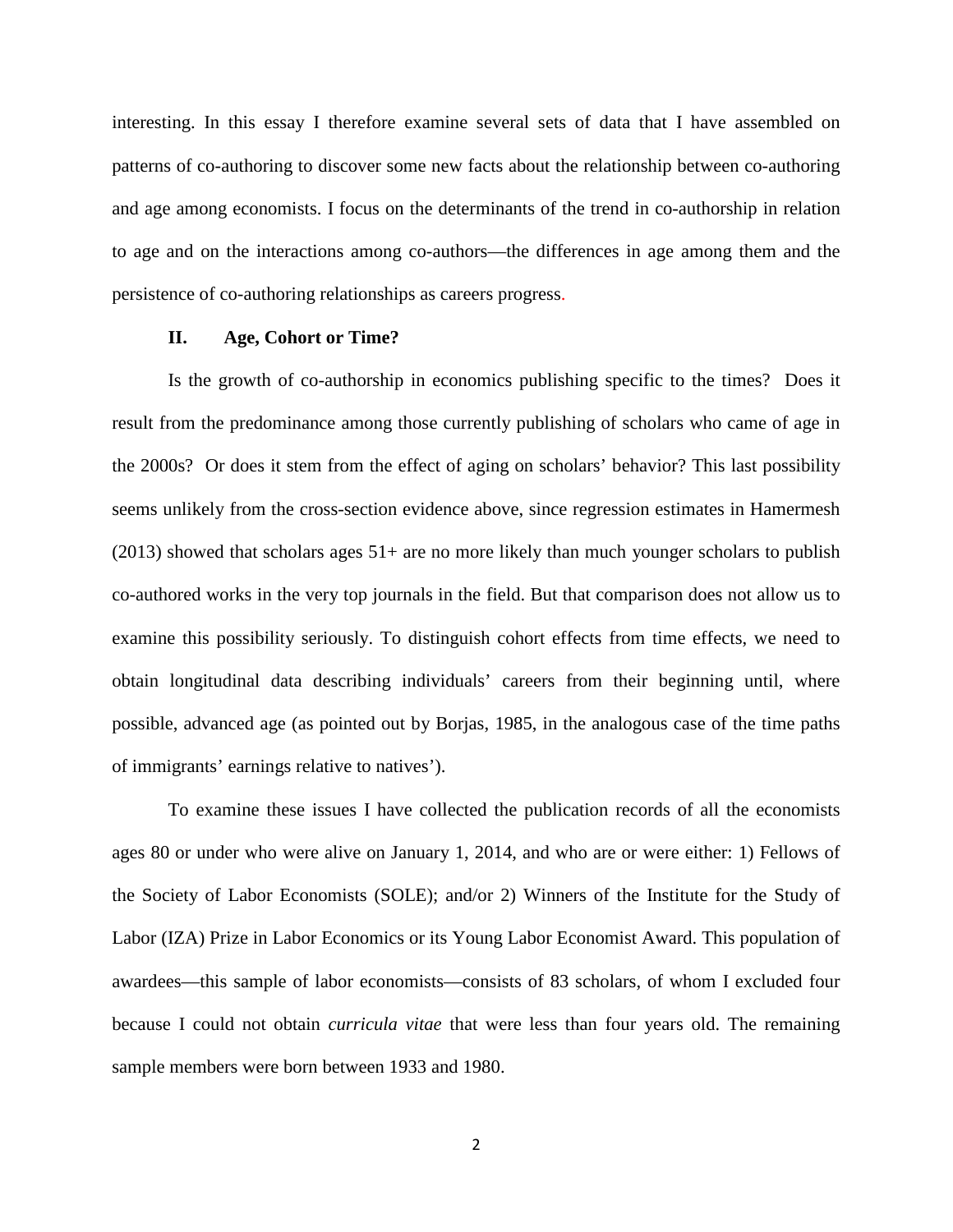interesting. In this essay I therefore examine several sets of data that I have assembled on patterns of co-authoring to discover some new facts about the relationship between co-authoring and age among economists. I focus on the determinants of the trend in co-authorship in relation to age and on the interactions among co-authors—the differences in age among them and the persistence of co-authoring relationships as careers progress.

## II. Age, Cohort or Time?

Is the growth of co-authorship in economics publishing specific to the times? Does it result from the predominance among those currently publishing of scholars who came of age in the 2000s? Or does it stem from the effect of aging on scholars' behavior? This last possibility seems unlikely from the cross-section evidence above, since regression estimates in Hamermesh (2013) showed that scholars ages 51+ are no more likely than much younger scholars to publish co-authored works in the very top journals in the field. But that comparison does not allow us to examine this possibility seriously. To distinguish cohort effects from time effects, we need to obtain longitudinal data describing individuals' careers from their beginning until, where possible, advanced age (as pointed out by Borjas, 1985, in the analogous case of the time paths of immigrants' earnings relative to natives').

To examine these issues I have collected the publication records of all the economists ages 80 or under who were alive on January 1, 2014, and who are or were either: 1) Fellows of the Society of Labor Economists (SOLE); and/or 2) Winners of the Institute for the Study of Labor (IZA) Prize in Labor Economics or its Young Labor Economist Award. This population of awardees—this sample of labor economists—consists of 83 scholars, of whom I excluded four because I could not obtain *curricula vitae* that were less than four years old. The remaining sample members were born between 1933 and 1980.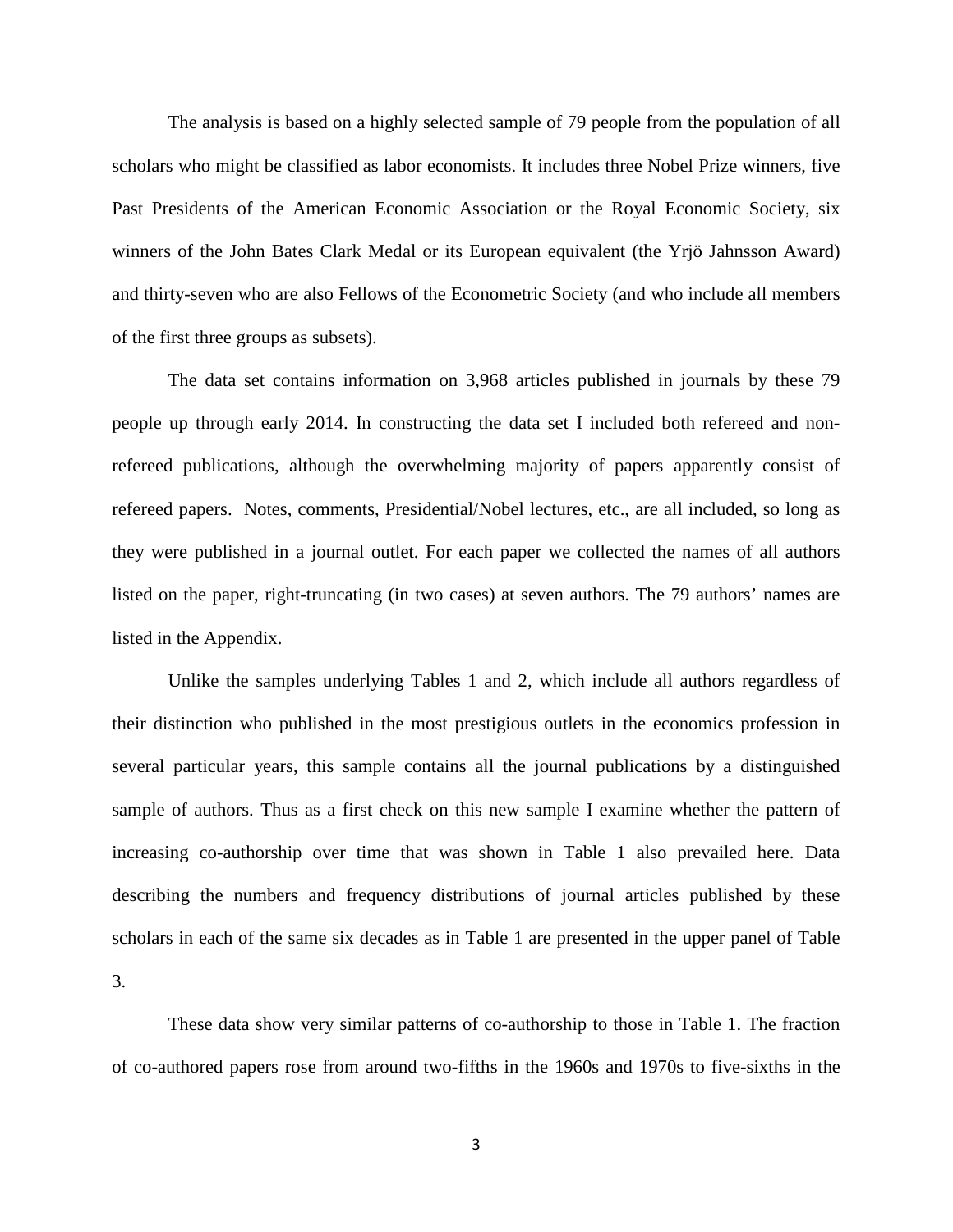The analysis is based on a highly selected sample of 79 people from the population of all scholars who might be classified as labor economists. It includes three Nobel Prize winners, five Past Presidents of the American Economic Association or the Royal Economic Society, six winners of the John Bates Clark Medal or its European equivalent (the Yrjö Jahnsson Award) and thirty-seven who are also Fellows of the Econometric Society (and who include all members of the first three groups as subsets).

The data set contains information on 3,968 articles published in journals by these 79 people up through early 2014. In constructing the data set I included both refereed and non-refereed publications, although the overwhelming majority of papers apparently consist of refereed papers. Notes, comments, Presidential/Nobel lectures, etc., are all included, so long as they were published in a journal outlet. For each paper we collected the names of all authors listed on the paper, right-truncating (in two cases) at seven authors. The 79 authors' names are listed in the Appendix.

Unlike the samples underlying Tables 1 and 2, which include all authors regardless of their distinction who published in the most prestigious outlets in the economics profession in several particular years, this sample contains all the journal publications by a distinguished sample of authors. Thus as a first check on this new sample I examine whether the pattern of increasing co-authorship over time that was shown in Table 1 also prevailed here. Data describing the numbers and frequency distributions of journal articles published by these scholars in each of the same six decades as in Table 1 are presented in the upper panel of Table 3.

These data show very similar patterns of co-authorship to those in Table 1. The fraction of co-authored papers rose from around two-fifths in the 1960s and 1970s to five-sixths in the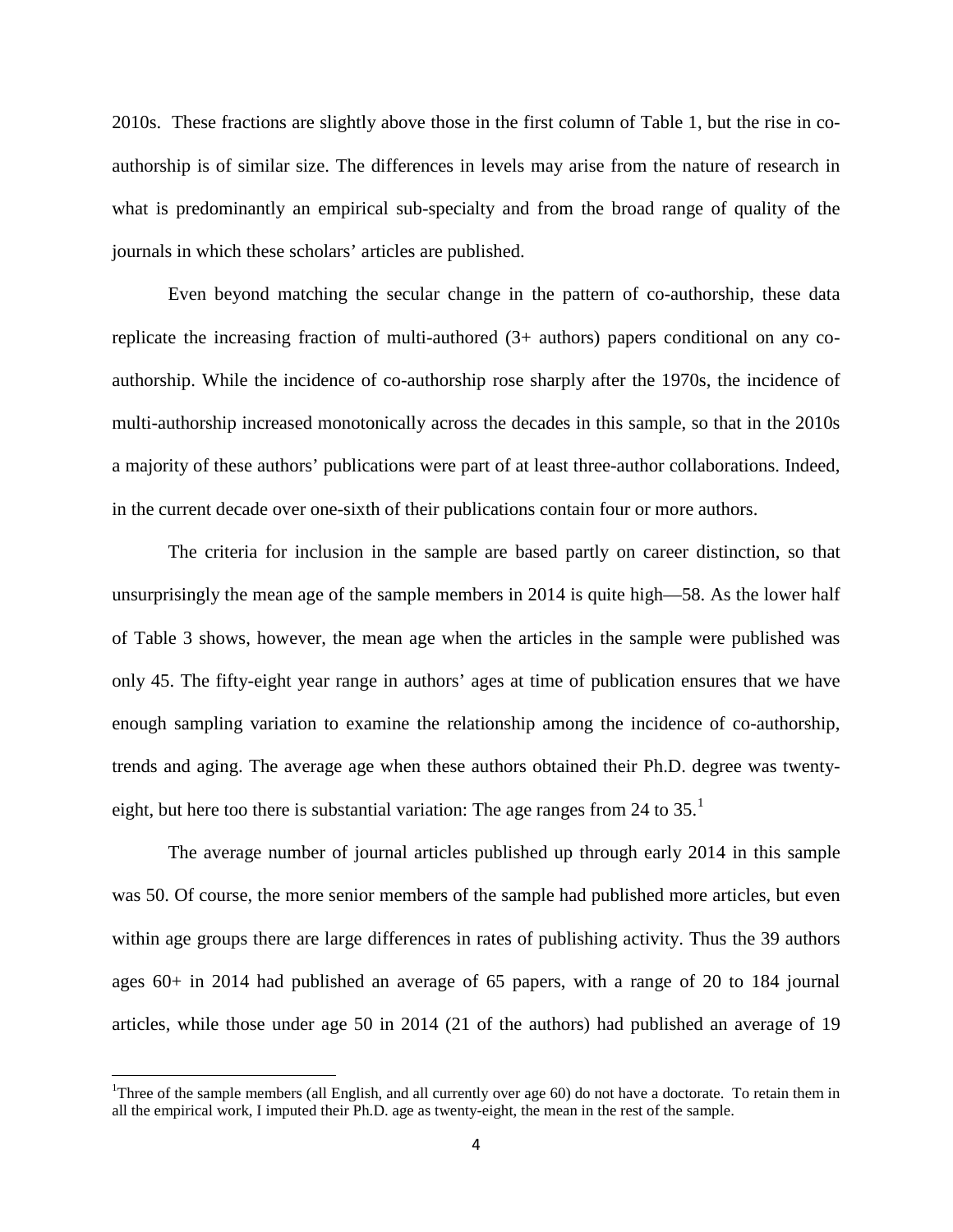2010s. These fractions are slightly above those in the first column of Table 1, but the rise in co-authorship is of similar size. The differences in levels may arise from the nature of research in what is predominantly an empirical sub-specialty and from the broad range of quality of the journals in which these scholars' articles are published.

Even beyond matching the secular change in the pattern of co-authorship, these data replicate the increasing fraction of multi-authored (3+ authors) papers conditional on any co-authorship. While the incidence of co-authorship rose sharply after the 1970s, the incidence of multi-authorship increased monotonically across the decades in this sample, so that in the 2010s a majority of these authors' publications were part of at least three-author collaborations. Indeed, in the current decade over one-sixth of their publications contain four or more authors.

The criteria for inclusion in the sample are based partly on career distinction, so that unsurprisingly the mean age of the sample members in 2014 is quite high—58. As the lower half of Table 3 shows, however, the mean age when the articles in the sample were published was only 45. The fifty-eight year range in authors' ages at time of publication ensures that we have enough sampling variation to examine the relationship among the incidence of co-authorship, trends and aging. The average age when these authors obtained their Ph.D. degree was twenty-eight, but here too there is substantial variation: The age ranges from 24 to 35.[1]

The average number of journal articles published up through early 2014 in this sample was 50. Of course, the more senior members of the sample had published more articles, but even within age groups there are large differences in rates of publishing activity. Thus the 39 authors ages 60+ in 2014 had published an average of 65 papers, with a range of 20 to 184 journal articles, while those under age 50 in 2014 (21 of the authors) had published an average of 19

[1] Three of the sample members (all English, and all currently over age 60) do not have a doctorate. To retain them in all the empirical work, I imputed their Ph.D. age as twenty-eight, the mean in the rest of the sample.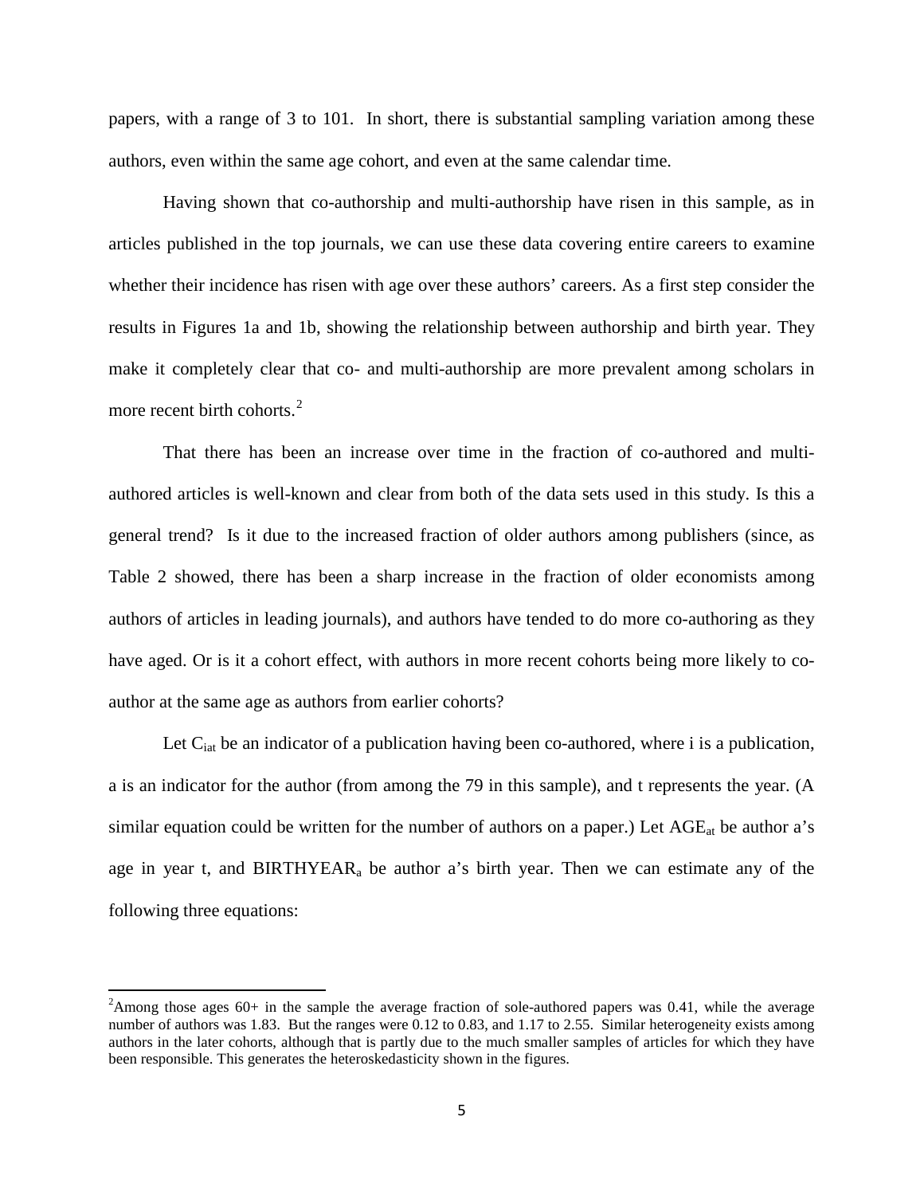papers, with a range of 3 to 101. In short, there is substantial sampling variation among these authors, even within the same age cohort, and even at the same calendar time.

Having shown that co-authorship and multi-authorship have risen in this sample, as in articles published in the top journals, we can use these data covering entire careers to examine whether their incidence has risen with age over these authors' careers. As a first step consider the results in Figures 1a and 1b, showing the relationship between authorship and birth year. They make it completely clear that co- and multi-authorship are more prevalent among scholars in more recent birth cohorts.[2]

That there has been an increase over time in the fraction of co-authored and multi-authored articles is well-known and clear from both of the data sets used in this study. Is this a general trend? Is it due to the increased fraction of older authors among publishers (since, as Table 2 showed, there has been a sharp increase in the fraction of older economists among authors of articles in leading journals), and authors have tended to do more co-authoring as they have aged. Or is it a cohort effect, with authors in more recent cohorts being more likely to co-author at the same age as authors from earlier cohorts?

Let $C_{iat}$ be an indicator of a publication having been co-authored, where i is a publication, a is an indicator for the author (from among the 79 in this sample), and t represents the year. (A similar equation could be written for the number of authors on a paper.) Let $AGE_{at}$ be author a's age in year t, and $BIRTHYEAR_a$ be author a's birth year. Then we can estimate any of the following three equations:

[2]Among those ages 60+ in the sample the average fraction of sole-authored papers was 0.41, while the average number of authors was 1.83. But the ranges were 0.12 to 0.83, and 1.17 to 2.55. Similar heterogeneity exists among authors in the later cohorts, although that is partly due to the much smaller samples of articles for which they have been responsible. This generates the heteroskedasticity shown in the figures.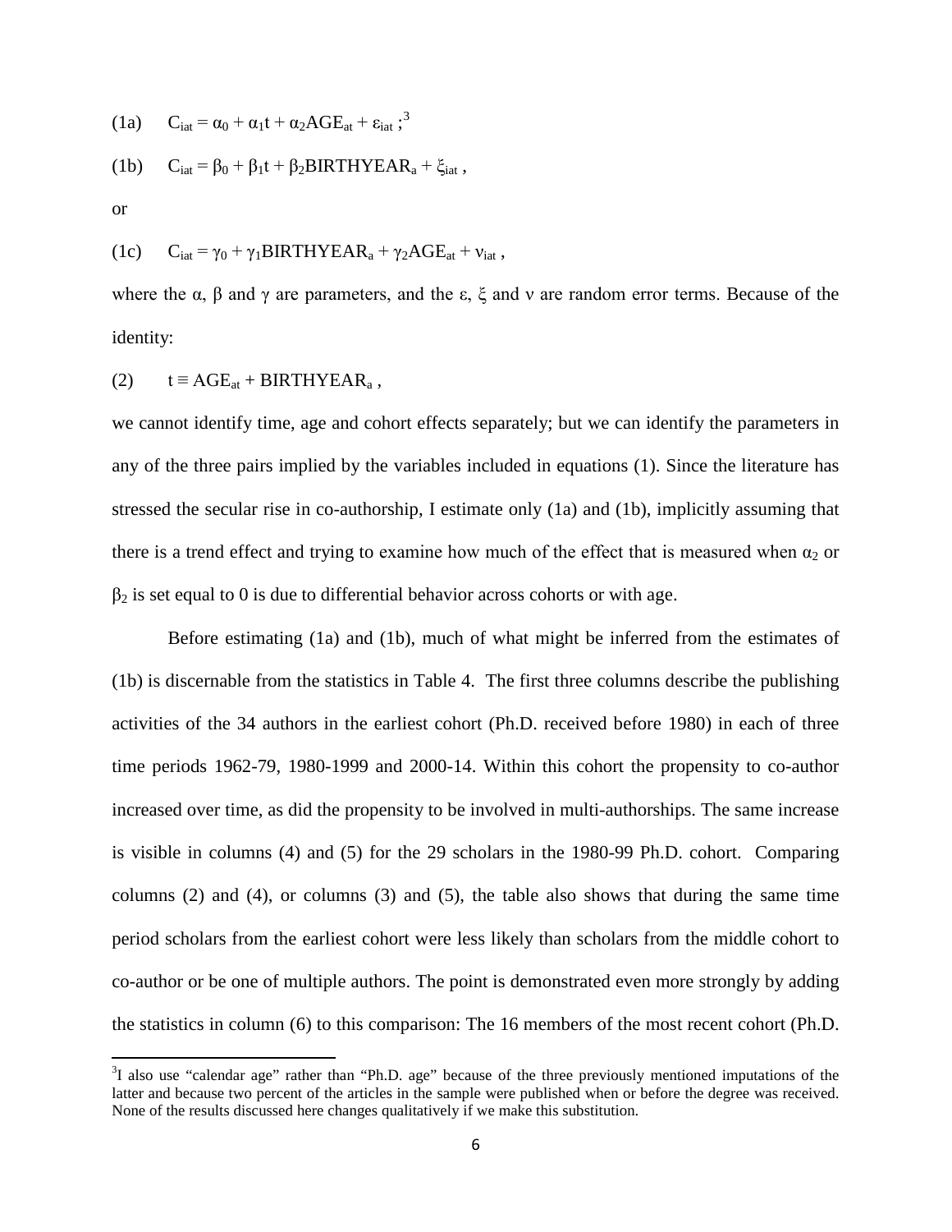(1a) $C_{iat} = \alpha_0 + \alpha_1 t + \alpha_2 AGE_{at} + \varepsilon_{iat}$ ;[3]

(1b) $C_{iat} = \beta_0 + \beta_1 t + \beta_2 BIRTHYEAR_a + \xi_{iat}$ ,

or

(1c) $C_{iat} = \gamma_0 + \gamma_1 BIRTHYEAR_a + \gamma_2 AGE_{at} + \nu_{iat}$ ,

where the $\alpha$, $\beta$ and $\gamma$ are parameters, and the $\varepsilon$, $\xi$ and $\nu$ are random error terms. Because of the identity:

(2) $t \equiv AGE_{at} + BIRTHYEAR_a$ ,

we cannot identify time, age and cohort effects separately; but we can identify the parameters in any of the three pairs implied by the variables included in equations (1). Since the literature has stressed the secular rise in co-authorship, I estimate only (1a) and (1b), implicitly assuming that there is a trend effect and trying to examine how much of the effect that is measured when $\alpha_2$ or $\beta_2$ is set equal to 0 is due to differential behavior across cohorts or with age.

Before estimating (1a) and (1b), much of what might be inferred from the estimates of (1b) is discernable from the statistics in Table 4. The first three columns describe the publishing activities of the 34 authors in the earliest cohort (Ph.D. received before 1980) in each of three time periods 1962-79, 1980-1999 and 2000-14. Within this cohort the propensity to co-author increased over time, as did the propensity to be involved in multi-authorships. The same increase is visible in columns (4) and (5) for the 29 scholars in the 1980-99 Ph.D. cohort. Comparing columns (2) and (4), or columns (3) and (5), the table also shows that during the same time period scholars from the earliest cohort were less likely than scholars from the middle cohort to co-author or be one of multiple authors. The point is demonstrated even more strongly by adding the statistics in column (6) to this comparison: The 16 members of the most recent cohort (Ph.D.

[3] I also use "calendar age" rather than "Ph.D. age" because of the three previously mentioned imputations of the latter and because two percent of the articles in the sample were published when or before the degree was received. None of the results discussed here changes qualitatively if we make this substitution.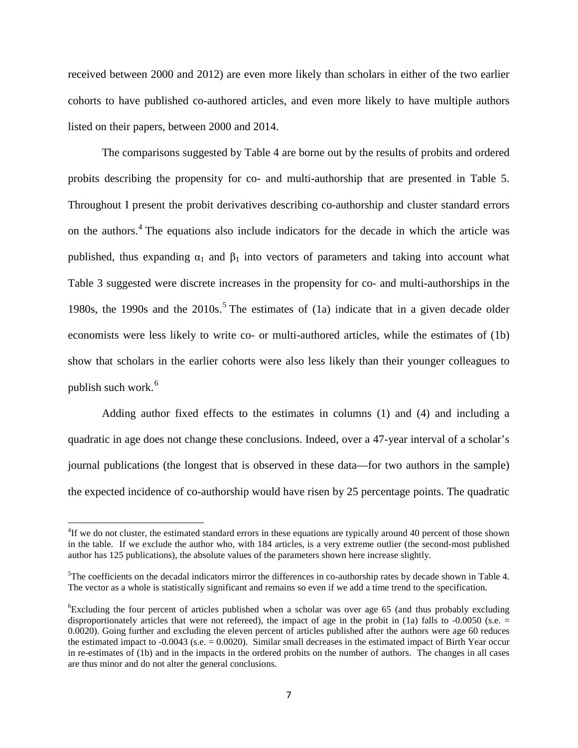received between 2000 and 2012) are even more likely than scholars in either of the two earlier cohorts to have published co-authored articles, and even more likely to have multiple authors listed on their papers, between 2000 and 2014.

The comparisons suggested by Table 4 are borne out by the results of probits and ordered probits describing the propensity for co- and multi-authorship that are presented in Table 5. Throughout I present the probit derivatives describing co-authorship and cluster standard errors on the authors.[4] The equations also include indicators for the decade in which the article was published, thus expanding $\alpha_1$ and $\beta_1$ into vectors of parameters and taking into account what Table 3 suggested were discrete increases in the propensity for co- and multi-authorships in the 1980s, the 1990s and the 2010s.[5] The estimates of (1a) indicate that in a given decade older economists were less likely to write co- or multi-authored articles, while the estimates of (1b) show that scholars in the earlier cohorts were also less likely than their younger colleagues to publish such work.[6]

Adding author fixed effects to the estimates in columns (1) and (4) and including a quadratic in age does not change these conclusions. Indeed, over a 47-year interval of a scholar's journal publications (the longest that is observed in these data—for two authors in the sample) the expected incidence of co-authorship would have risen by 25 percentage points. The quadratic

---

[4]If we do not cluster, the estimated standard errors in these equations are typically around 40 percent of those shown in the table. If we exclude the author who, with 184 articles, is a very extreme outlier (the second-most published author has 125 publications), the absolute values of the parameters shown here increase slightly.

[5]The coefficients on the decadal indicators mirror the differences in co-authorship rates by decade shown in Table 4. The vector as a whole is statistically significant and remains so even if we add a time trend to the specification.

[6]Excluding the four percent of articles published when a scholar was over age 65 (and thus probably excluding disproportionately articles that were not refereed), the impact of age in the probit in (1a) falls to -0.0050 (s.e. = 0.0020). Going further and excluding the eleven percent of articles published after the authors were age 60 reduces the estimated impact to -0.0043 (s.e. = 0.0020). Similar small decreases in the estimated impact of Birth Year occur in re-estimates of (1b) and in the impacts in the ordered probits on the number of authors. The changes in all cases are thus minor and do not alter the general conclusions.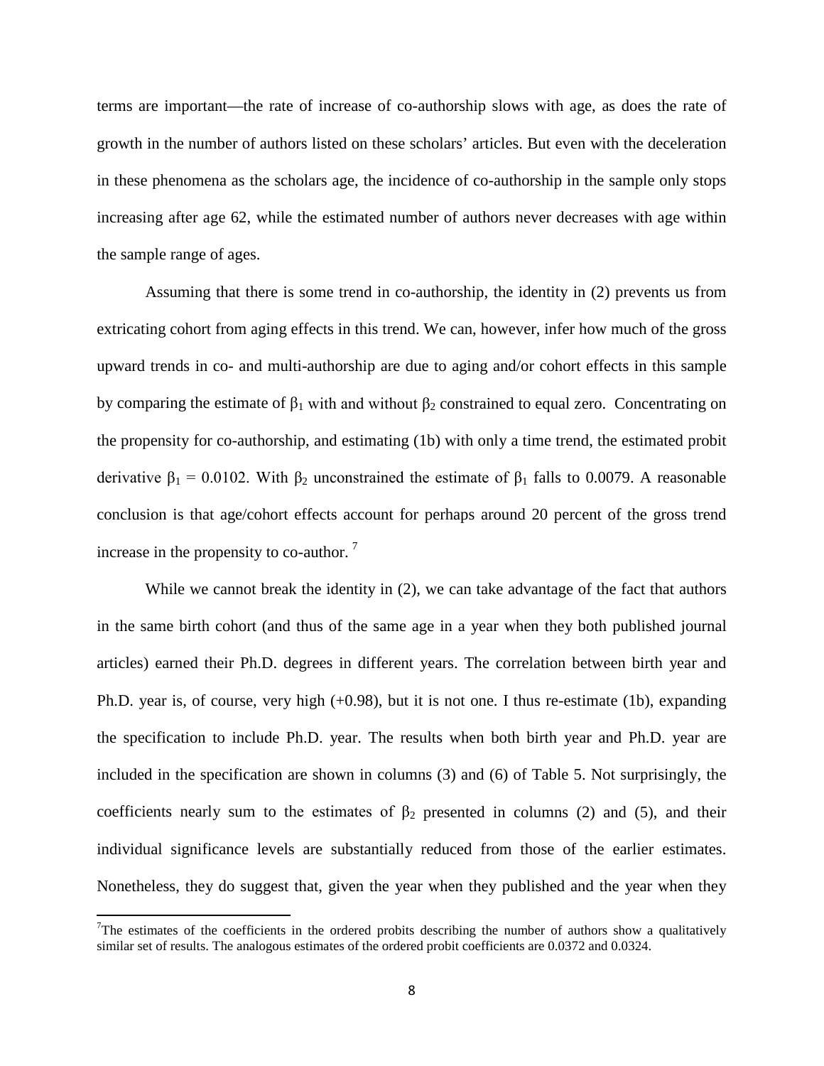terms are important—the rate of increase of co-authorship slows with age, as does the rate of growth in the number of authors listed on these scholars' articles. But even with the deceleration in these phenomena as the scholars age, the incidence of co-authorship in the sample only stops increasing after age 62, while the estimated number of authors never decreases with age within the sample range of ages.

Assuming that there is some trend in co-authorship, the identity in (2) prevents us from extricating cohort from aging effects in this trend. We can, however, infer how much of the gross upward trends in co- and multi-authorship are due to aging and/or cohort effects in this sample by comparing the estimate of $\beta_1$ with and without $\beta_2$ constrained to equal zero. Concentrating on the propensity for co-authorship, and estimating (1b) with only a time trend, the estimated probit derivative $\beta_1 = 0.0102$. With $\beta_2$ unconstrained the estimate of $\beta_1$ falls to 0.0079. A reasonable conclusion is that age/cohort effects account for perhaps around 20 percent of the gross trend increase in the propensity to co-author. [7]

While we cannot break the identity in (2), we can take advantage of the fact that authors in the same birth cohort (and thus of the same age in a year when they both published journal articles) earned their Ph.D. degrees in different years. The correlation between birth year and Ph.D. year is, of course, very high (+0.98), but it is not one. I thus re-estimate (1b), expanding the specification to include Ph.D. year. The results when both birth year and Ph.D. year are included in the specification are shown in columns (3) and (6) of Table 5. Not surprisingly, the coefficients nearly sum to the estimates of $\beta_2$ presented in columns (2) and (5), and their individual significance levels are substantially reduced from those of the earlier estimates. Nonetheless, they do suggest that, given the year when they published and the year when they

[7] The estimates of the coefficients in the ordered probits describing the number of authors show a qualitatively similar set of results. The analogous estimates of the ordered probit coefficients are 0.0372 and 0.0324.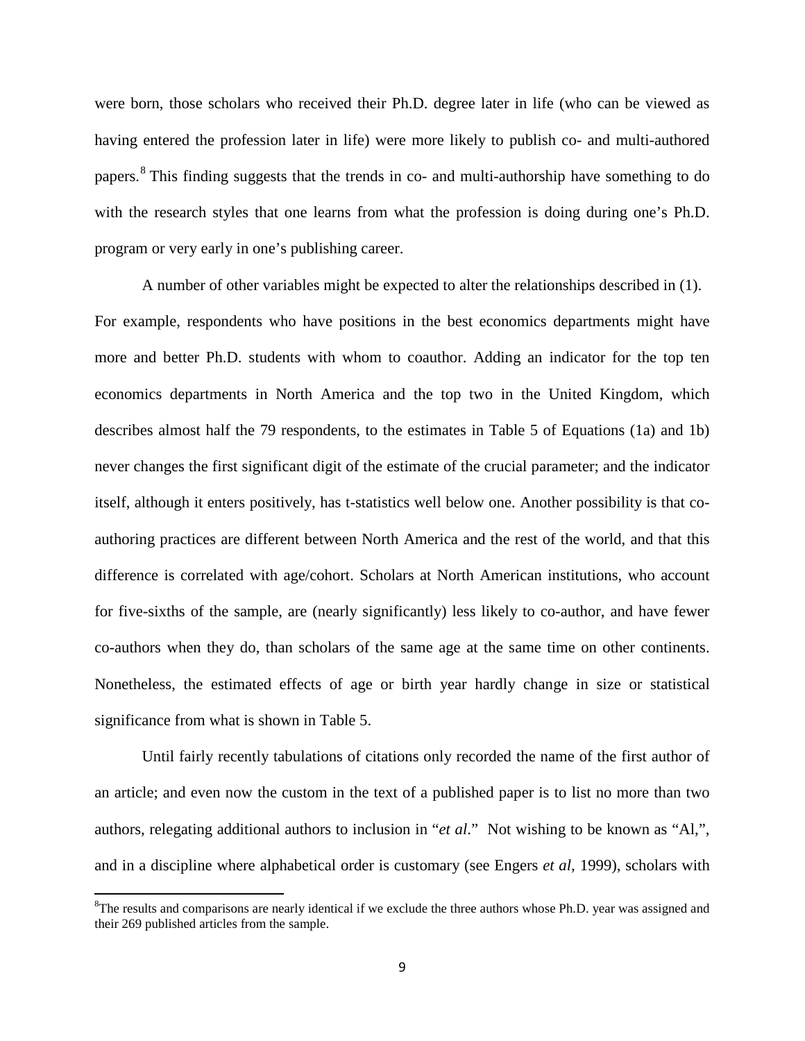were born, those scholars who received their Ph.D. degree later in life (who can be viewed as having entered the profession later in life) were more likely to publish co- and multi-authored papers.[8] This finding suggests that the trends in co- and multi-authorship have something to do with the research styles that one learns from what the profession is doing during one's Ph.D. program or very early in one's publishing career.

A number of other variables might be expected to alter the relationships described in (1). For example, respondents who have positions in the best economics departments might have more and better Ph.D. students with whom to coauthor. Adding an indicator for the top ten economics departments in North America and the top two in the United Kingdom, which describes almost half the 79 respondents, to the estimates in Table 5 of Equations (1a) and 1b) never changes the first significant digit of the estimate of the crucial parameter; and the indicator itself, although it enters positively, has t-statistics well below one. Another possibility is that co-authoring practices are different between North America and the rest of the world, and that this difference is correlated with age/cohort. Scholars at North American institutions, who account for five-sixths of the sample, are (nearly significantly) less likely to co-author, and have fewer co-authors when they do, than scholars of the same age at the same time on other continents. Nonetheless, the estimated effects of age or birth year hardly change in size or statistical significance from what is shown in Table 5.

Until fairly recently tabulations of citations only recorded the name of the first author of an article; and even now the custom in the text of a published paper is to list no more than two authors, relegating additional authors to inclusion in "*et al*." Not wishing to be known as "Al,", and in a discipline where alphabetical order is customary (see Engers *et al*, 1999), scholars with

[8]The results and comparisons are nearly identical if we exclude the three authors whose Ph.D. year was assigned and their 269 published articles from the sample.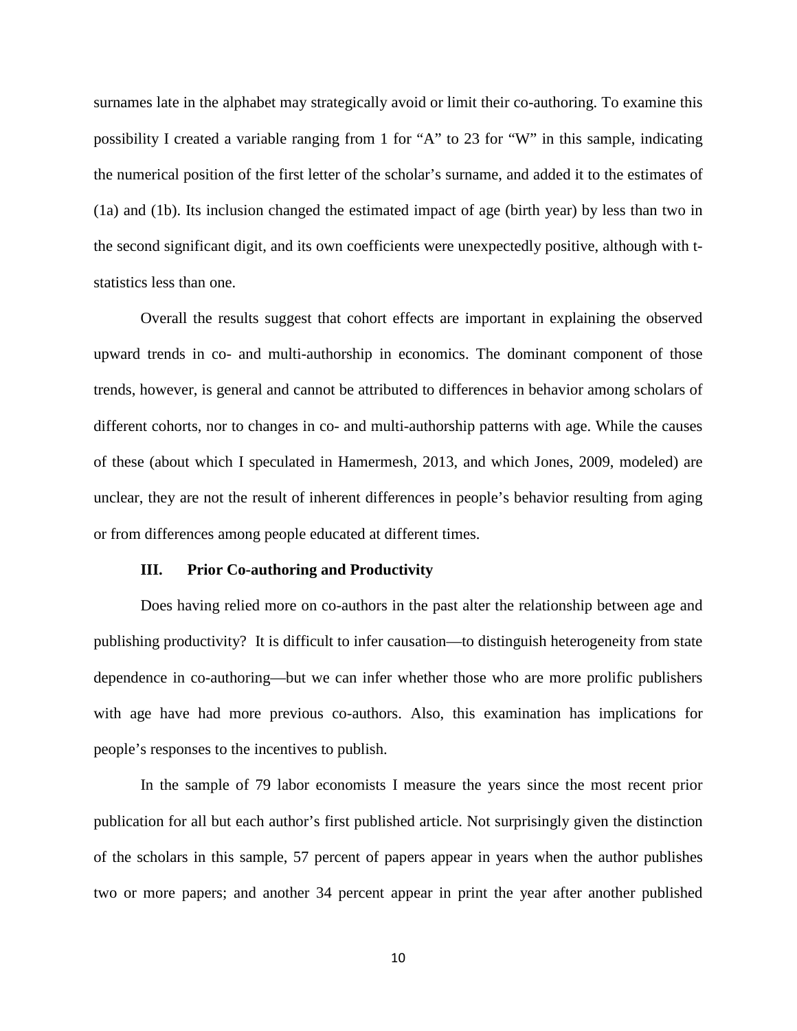surnames late in the alphabet may strategically avoid or limit their co-authoring. To examine this possibility I created a variable ranging from 1 for "A" to 23 for "W" in this sample, indicating the numerical position of the first letter of the scholar's surname, and added it to the estimates of (1a) and (1b). Its inclusion changed the estimated impact of age (birth year) by less than two in the second significant digit, and its own coefficients were unexpectedly positive, although with t-statistics less than one.

Overall the results suggest that cohort effects are important in explaining the observed upward trends in co- and multi-authorship in economics. The dominant component of those trends, however, is general and cannot be attributed to differences in behavior among scholars of different cohorts, nor to changes in co- and multi-authorship patterns with age. While the causes of these (about which I speculated in Hamermesh, 2013, and which Jones, 2009, modeled) are unclear, they are not the result of inherent differences in people's behavior resulting from aging or from differences among people educated at different times.

## III. Prior Co-authoring and Productivity

Does having relied more on co-authors in the past alter the relationship between age and publishing productivity? It is difficult to infer causation—to distinguish heterogeneity from state dependence in co-authoring—but we can infer whether those who are more prolific publishers with age have had more previous co-authors. Also, this examination has implications for people's responses to the incentives to publish.

In the sample of 79 labor economists I measure the years since the most recent prior publication for all but each author's first published article. Not surprisingly given the distinction of the scholars in this sample, 57 percent of papers appear in years when the author publishes two or more papers; and another 34 percent appear in print the year after another published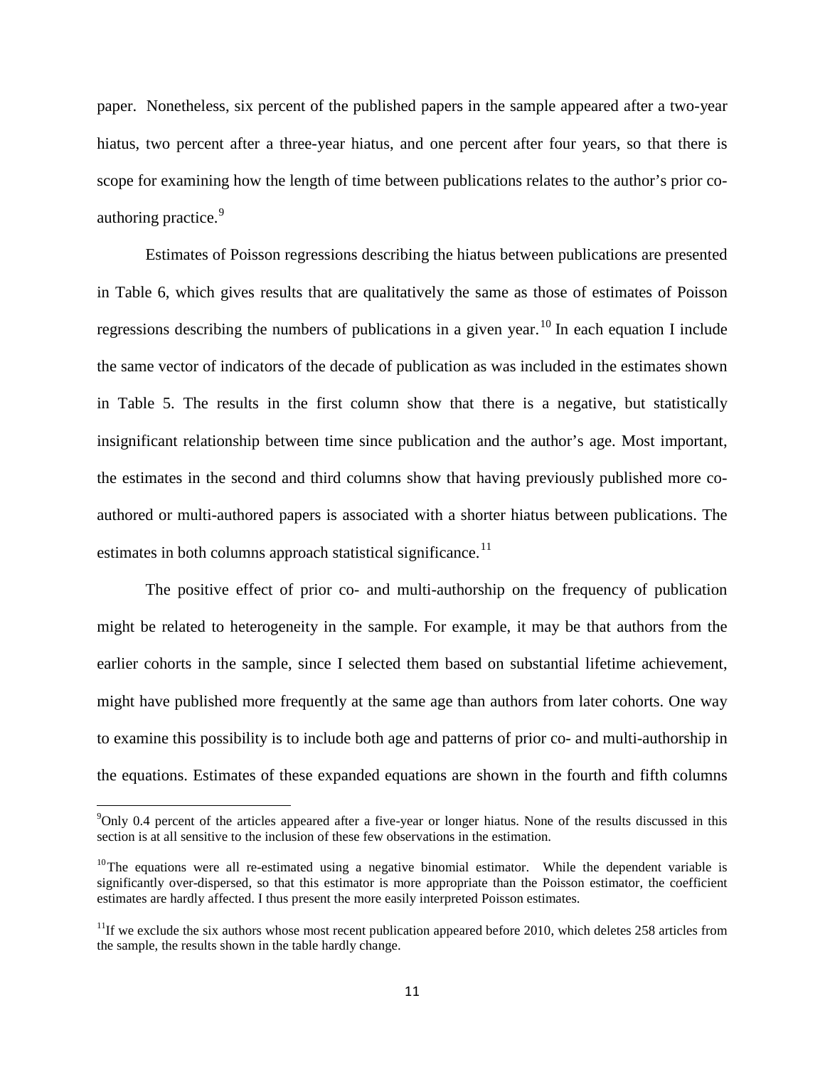paper. Nonetheless, six percent of the published papers in the sample appeared after a two-year hiatus, two percent after a three-year hiatus, and one percent after four years, so that there is scope for examining how the length of time between publications relates to the author's prior co-authoring practice.[9]

Estimates of Poisson regressions describing the hiatus between publications are presented in Table 6, which gives results that are qualitatively the same as those of estimates of Poisson regressions describing the numbers of publications in a given year.[10] In each equation I include the same vector of indicators of the decade of publication as was included in the estimates shown in Table 5. The results in the first column show that there is a negative, but statistically insignificant relationship between time since publication and the author's age. Most important, the estimates in the second and third columns show that having previously published more co-authored or multi-authored papers is associated with a shorter hiatus between publications. The estimates in both columns approach statistical significance.[11]

The positive effect of prior co- and multi-authorship on the frequency of publication might be related to heterogeneity in the sample. For example, it may be that authors from the earlier cohorts in the sample, since I selected them based on substantial lifetime achievement, might have published more frequently at the same age than authors from later cohorts. One way to examine this possibility is to include both age and patterns of prior co- and multi-authorship in the equations. Estimates of these expanded equations are shown in the fourth and fifth columns

[9] Only 0.4 percent of the articles appeared after a five-year or longer hiatus. None of the results discussed in this section is at all sensitive to the inclusion of these few observations in the estimation.

[10] The equations were all re-estimated using a negative binomial estimator. While the dependent variable is significantly over-dispersed, so that this estimator is more appropriate than the Poisson estimator, the coefficient estimates are hardly affected. I thus present the more easily interpreted Poisson estimates.

[11] If we exclude the six authors whose most recent publication appeared before 2010, which deletes 258 articles from the sample, the results shown in the table hardly change.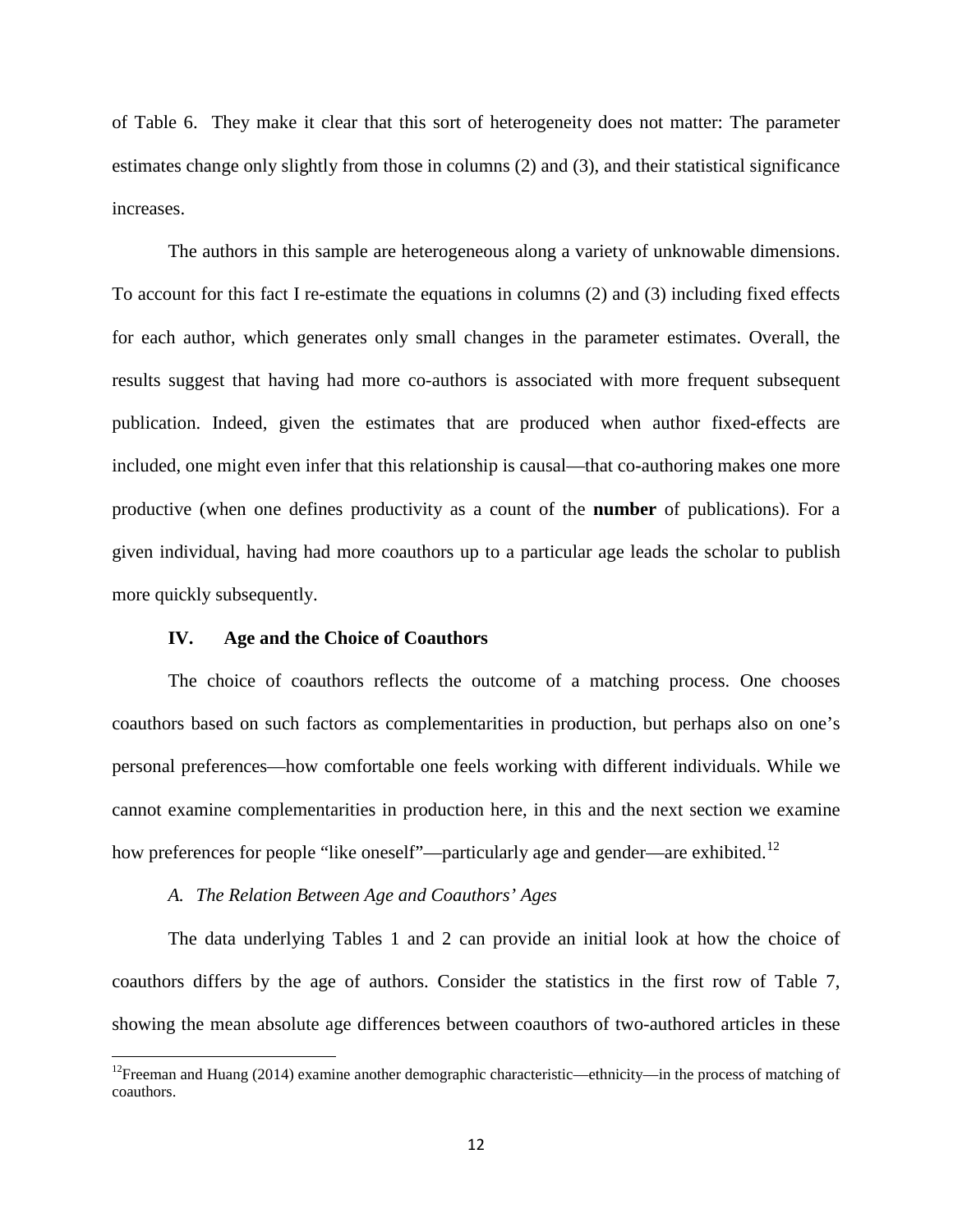of Table 6. They make it clear that this sort of heterogeneity does not matter: The parameter estimates change only slightly from those in columns (2) and (3), and their statistical significance increases.

The authors in this sample are heterogeneous along a variety of unknowable dimensions. To account for this fact I re-estimate the equations in columns (2) and (3) including fixed effects for each author, which generates only small changes in the parameter estimates. Overall, the results suggest that having had more co-authors is associated with more frequent subsequent publication. Indeed, given the estimates that are produced when author fixed-effects are included, one might even infer that this relationship is causal—that co-authoring makes one more productive (when one defines productivity as a count of the **number** of publications). For a given individual, having had more coauthors up to a particular age leads the scholar to publish more quickly subsequently.

## IV. Age and the Choice of Coauthors

The choice of coauthors reflects the outcome of a matching process. One chooses coauthors based on such factors as complementarities in production, but perhaps also on one's personal preferences—how comfortable one feels working with different individuals. While we cannot examine complementarities in production here, in this and the next section we examine how preferences for people "like oneself"—particularly age and gender—are exhibited.[12]

### *A. The Relation Between Age and Coauthors' Ages*

The data underlying Tables 1 and 2 can provide an initial look at how the choice of coauthors differs by the age of authors. Consider the statistics in the first row of Table 7, showing the mean absolute age differences between coauthors of two-authored articles in these

[12] Freeman and Huang (2014) examine another demographic characteristic—ethnicity—in the process of matching of coauthors.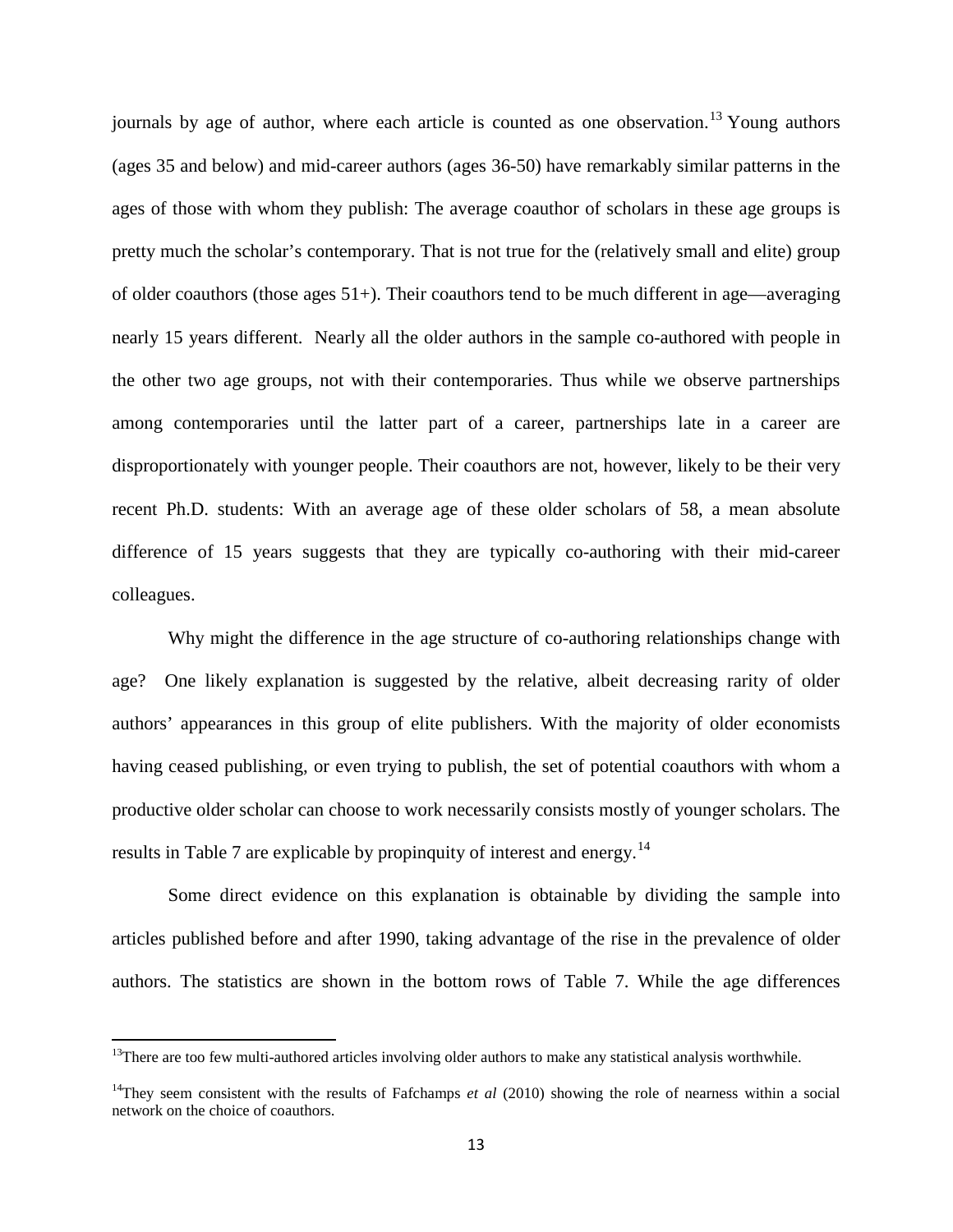journals by age of author, where each article is counted as one observation.[13] Young authors (ages 35 and below) and mid-career authors (ages 36-50) have remarkably similar patterns in the ages of those with whom they publish: The average coauthor of scholars in these age groups is pretty much the scholar's contemporary. That is not true for the (relatively small and elite) group of older coauthors (those ages 51+). Their coauthors tend to be much different in age—averaging nearly 15 years different. Nearly all the older authors in the sample co-authored with people in the other two age groups, not with their contemporaries. Thus while we observe partnerships among contemporaries until the latter part of a career, partnerships late in a career are disproportionately with younger people. Their coauthors are not, however, likely to be their very recent Ph.D. students: With an average age of these older scholars of 58, a mean absolute difference of 15 years suggests that they are typically co-authoring with their mid-career colleagues.

Why might the difference in the age structure of co-authoring relationships change with age? One likely explanation is suggested by the relative, albeit decreasing rarity of older authors' appearances in this group of elite publishers. With the majority of older economists having ceased publishing, or even trying to publish, the set of potential coauthors with whom a productive older scholar can choose to work necessarily consists mostly of younger scholars. The results in Table 7 are explicable by propinquity of interest and energy.[14]

Some direct evidence on this explanation is obtainable by dividing the sample into articles published before and after 1990, taking advantage of the rise in the prevalence of older authors. The statistics are shown in the bottom rows of Table 7. While the age differences

[13]There are too few multi-authored articles involving older authors to make any statistical analysis worthwhile.

[14]They seem consistent with the results of Fafchamps *et al* (2010) showing the role of nearness within a social network on the choice of coauthors.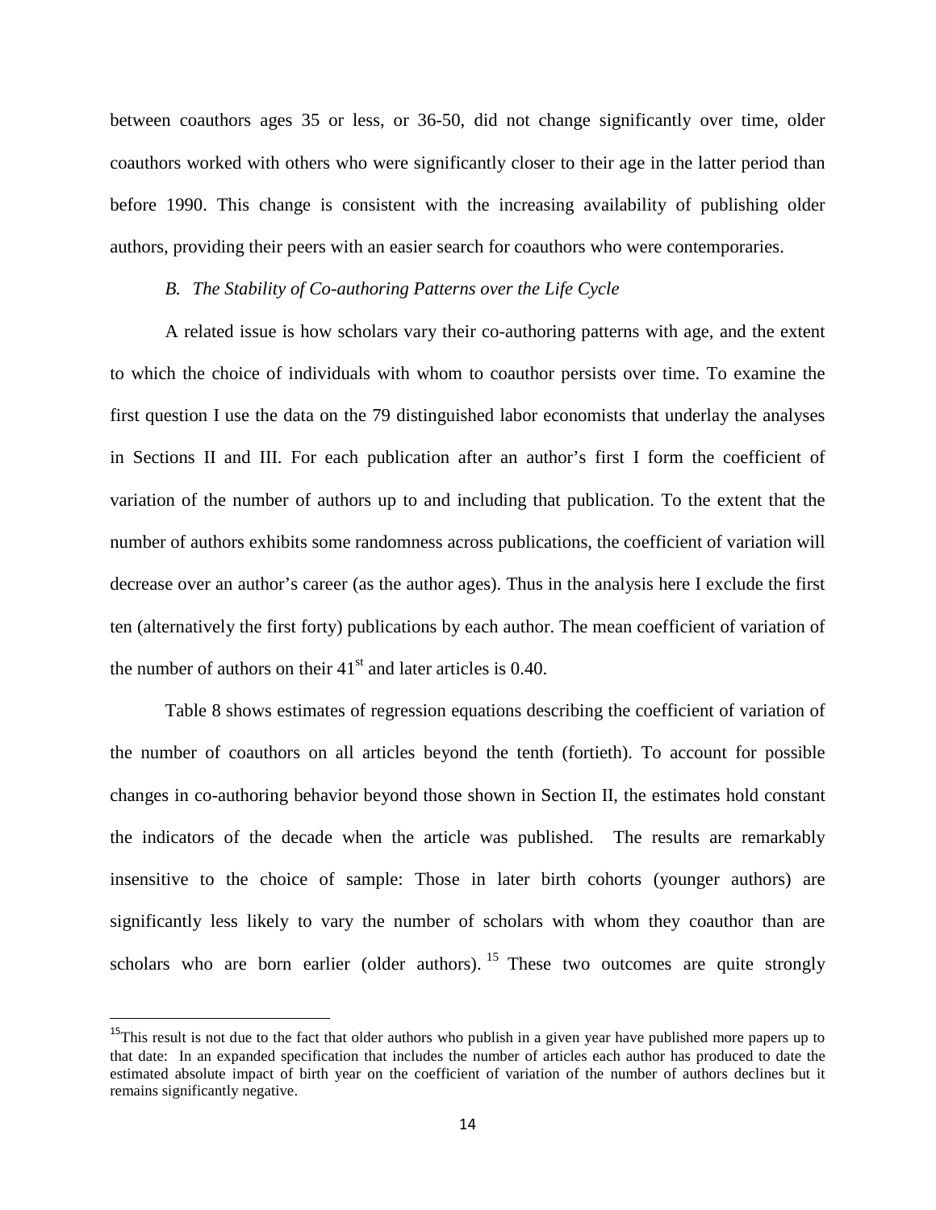between coauthors ages 35 or less, or 36-50, did not change significantly over time, older coauthors worked with others who were significantly closer to their age in the latter period than before 1990. This change is consistent with the increasing availability of publishing older authors, providing their peers with an easier search for coauthors who were contemporaries.

### *B. The Stability of Co-authoring Patterns over the Life Cycle*

A related issue is how scholars vary their co-authoring patterns with age, and the extent to which the choice of individuals with whom to coauthor persists over time. To examine the first question I use the data on the 79 distinguished labor economists that underlay the analyses in Sections II and III. For each publication after an author's first I form the coefficient of variation of the number of authors up to and including that publication. To the extent that the number of authors exhibits some randomness across publications, the coefficient of variation will decrease over an author's career (as the author ages). Thus in the analysis here I exclude the first ten (alternatively the first forty) publications by each author. The mean coefficient of variation of the number of authors on their 41st and later articles is 0.40.

Table 8 shows estimates of regression equations describing the coefficient of variation of the number of coauthors on all articles beyond the tenth (fortieth). To account for possible changes in co-authoring behavior beyond those shown in Section II, the estimates hold constant the indicators of the decade when the article was published. The results are remarkably insensitive to the choice of sample: Those in later birth cohorts (younger authors) are significantly less likely to vary the number of scholars with whom they coauthor than are scholars who are born earlier (older authors).[15] These two outcomes are quite strongly

[15] This result is not due to the fact that older authors who publish in a given year have published more papers up to that date: In an expanded specification that includes the number of articles each author has produced to date the estimated absolute impact of birth year on the coefficient of variation of the number of authors declines but it remains significantly negative.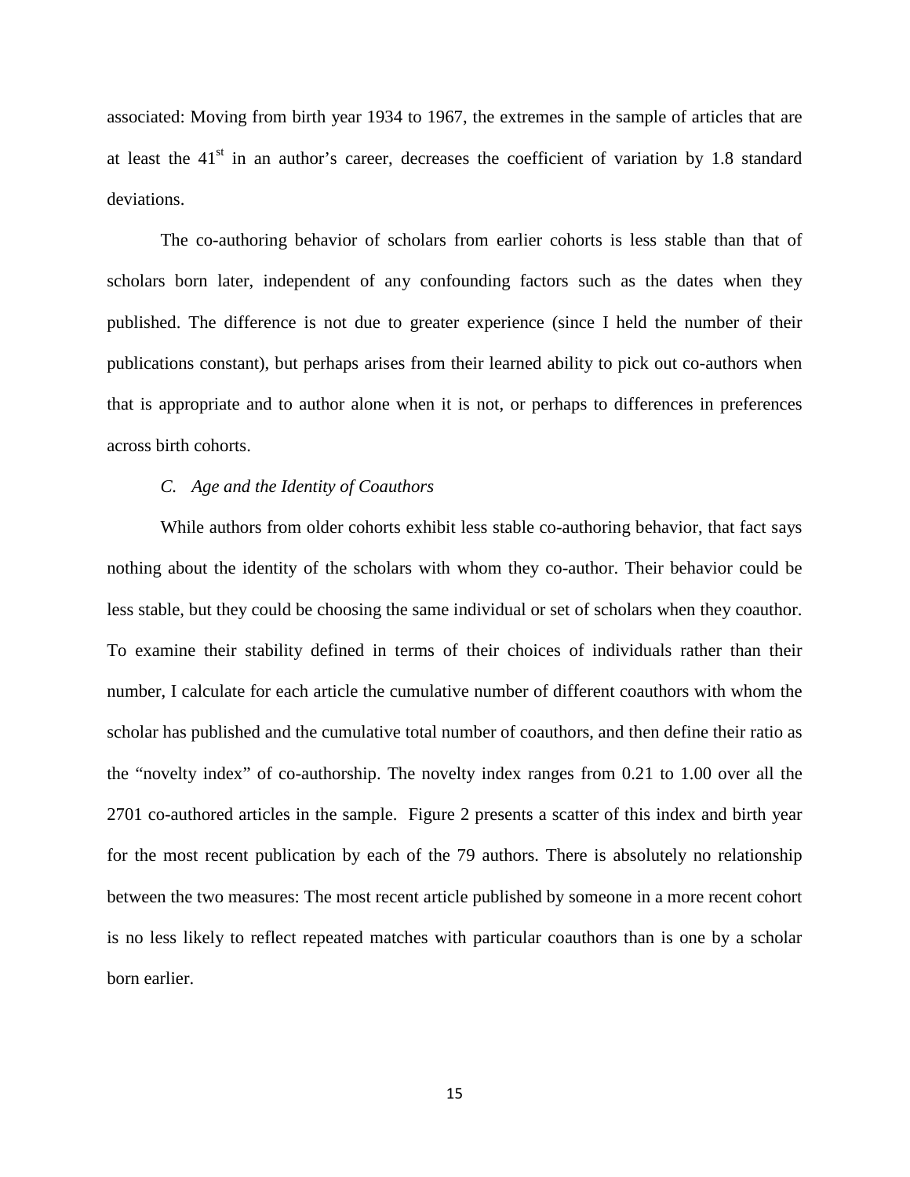associated: Moving from birth year 1934 to 1967, the extremes in the sample of articles that are at least the 41st in an author's career, decreases the coefficient of variation by 1.8 standard deviations.

The co-authoring behavior of scholars from earlier cohorts is less stable than that of scholars born later, independent of any confounding factors such as the dates when they published. The difference is not due to greater experience (since I held the number of their publications constant), but perhaps arises from their learned ability to pick out co-authors when that is appropriate and to author alone when it is not, or perhaps to differences in preferences across birth cohorts.

### *C. Age and the Identity of Coauthors*

While authors from older cohorts exhibit less stable co-authoring behavior, that fact says nothing about the identity of the scholars with whom they co-author. Their behavior could be less stable, but they could be choosing the same individual or set of scholars when they coauthor. To examine their stability defined in terms of their choices of individuals rather than their number, I calculate for each article the cumulative number of different coauthors with whom the scholar has published and the cumulative total number of coauthors, and then define their ratio as the "novelty index" of co-authorship. The novelty index ranges from 0.21 to 1.00 over all the 2701 co-authored articles in the sample. Figure 2 presents a scatter of this index and birth year for the most recent publication by each of the 79 authors. There is absolutely no relationship between the two measures: The most recent article published by someone in a more recent cohort is no less likely to reflect repeated matches with particular coauthors than is one by a scholar born earlier.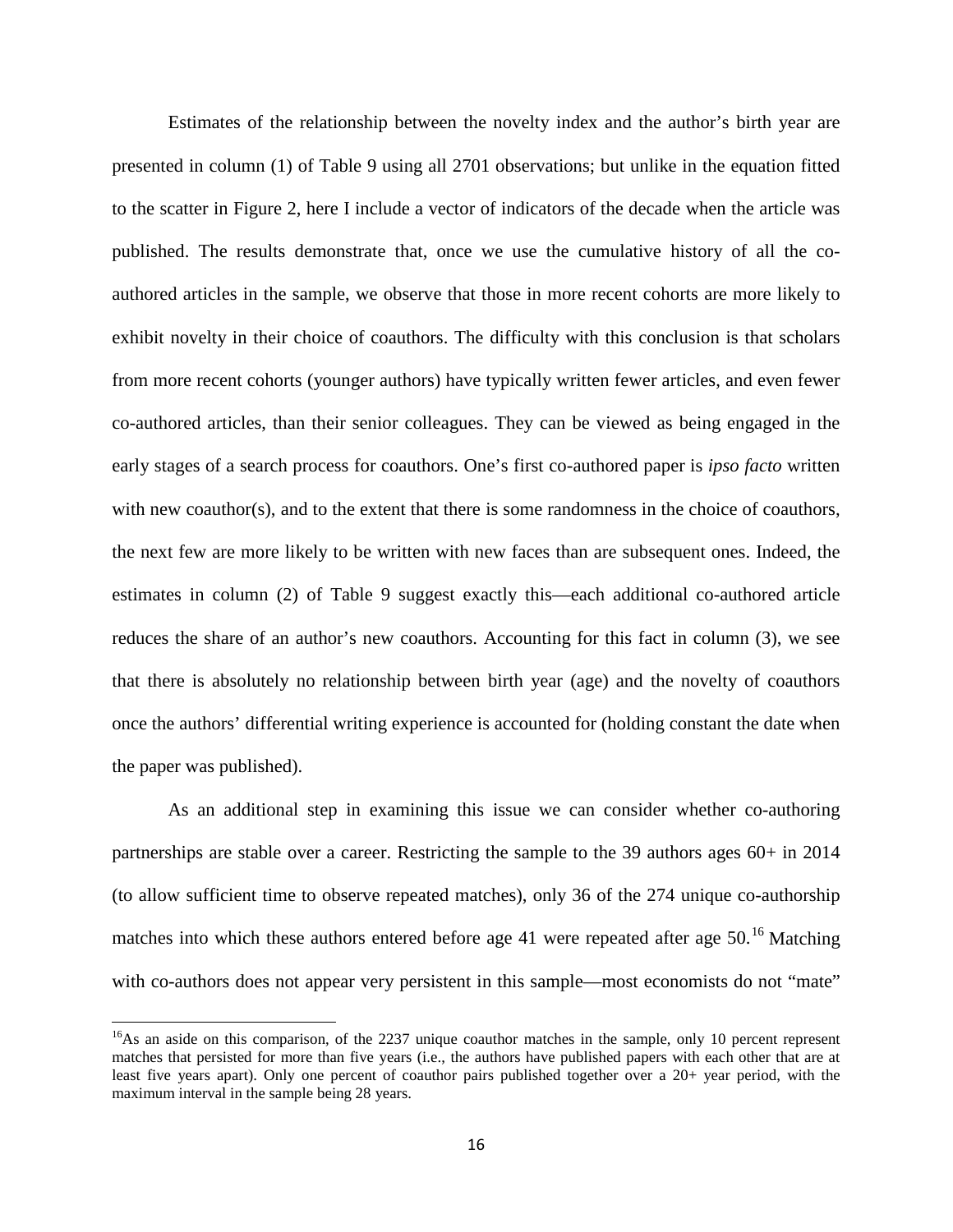Estimates of the relationship between the novelty index and the author's birth year are presented in column (1) of Table 9 using all 2701 observations; but unlike in the equation fitted to the scatter in Figure 2, here I include a vector of indicators of the decade when the article was published. The results demonstrate that, once we use the cumulative history of all the co-authored articles in the sample, we observe that those in more recent cohorts are more likely to exhibit novelty in their choice of coauthors. The difficulty with this conclusion is that scholars from more recent cohorts (younger authors) have typically written fewer articles, and even fewer co-authored articles, than their senior colleagues. They can be viewed as being engaged in the early stages of a search process for coauthors. One's first co-authored paper is *ipso facto* written with new coauthor(s), and to the extent that there is some randomness in the choice of coauthors, the next few are more likely to be written with new faces than are subsequent ones. Indeed, the estimates in column (2) of Table 9 suggest exactly this—each additional co-authored article reduces the share of an author's new coauthors. Accounting for this fact in column (3), we see that there is absolutely no relationship between birth year (age) and the novelty of coauthors once the authors' differential writing experience is accounted for (holding constant the date when the paper was published).

As an additional step in examining this issue we can consider whether co-authoring partnerships are stable over a career. Restricting the sample to the 39 authors ages 60+ in 2014 (to allow sufficient time to observe repeated matches), only 36 of the 274 unique co-authorship matches into which these authors entered before age 41 were repeated after age 50.[16] Matching with co-authors does not appear very persistent in this sample—most economists do not "mate"

[16]As an aside on this comparison, of the 2237 unique coauthor matches in the sample, only 10 percent represent matches that persisted for more than five years (i.e., the authors have published papers with each other that are at least five years apart). Only one percent of coauthor pairs published together over a 20+ year period, with the maximum interval in the sample being 28 years.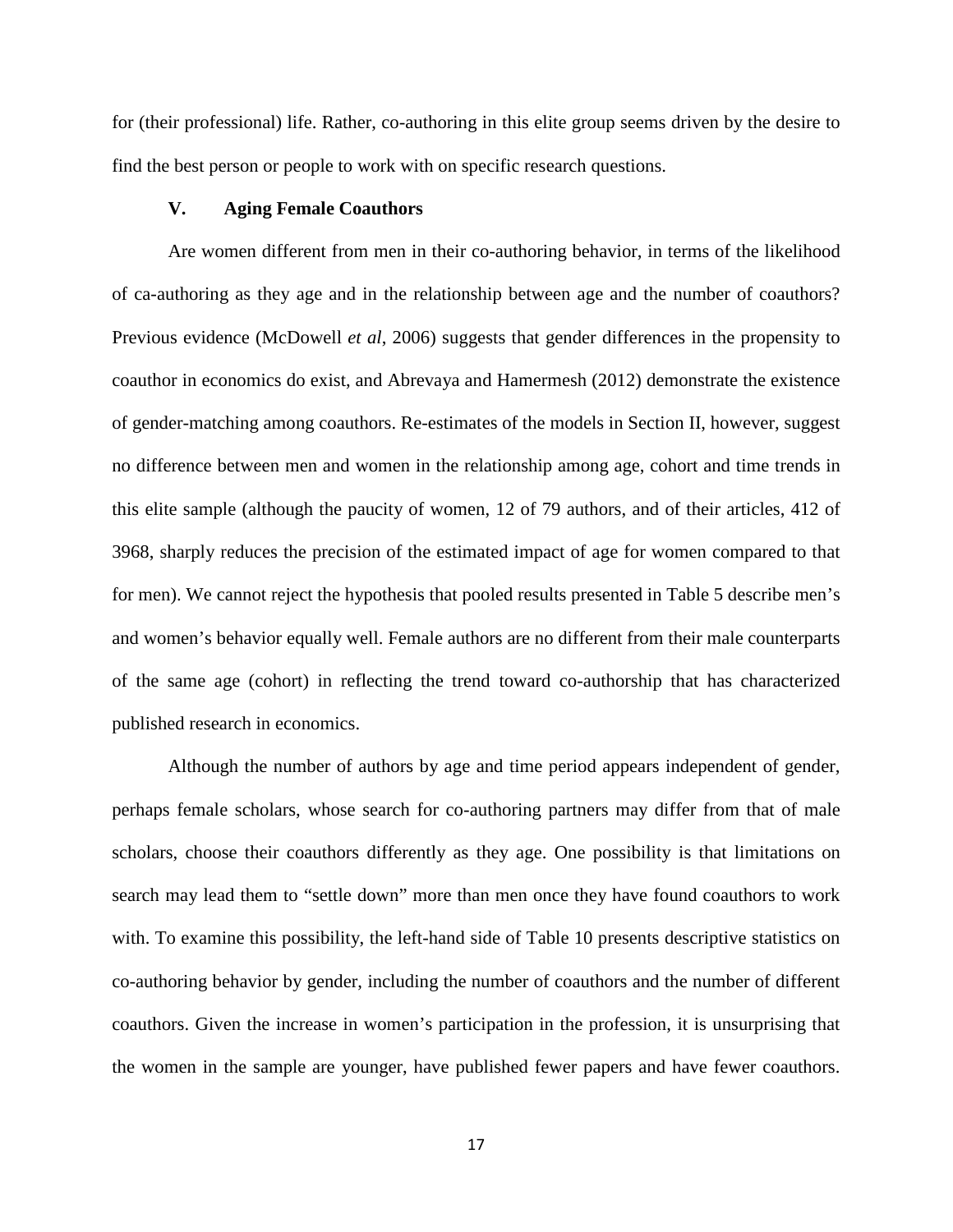for (their professional) life. Rather, co-authoring in this elite group seems driven by the desire to find the best person or people to work with on specific research questions.

## V. Aging Female Coauthors

Are women different from men in their co-authoring behavior, in terms of the likelihood of ca-authoring as they age and in the relationship between age and the number of coauthors? Previous evidence (McDowell *et al*, 2006) suggests that gender differences in the propensity to coauthor in economics do exist, and Abrevaya and Hamermesh (2012) demonstrate the existence of gender-matching among coauthors. Re-estimates of the models in Section II, however, suggest no difference between men and women in the relationship among age, cohort and time trends in this elite sample (although the paucity of women, 12 of 79 authors, and of their articles, 412 of 3968, sharply reduces the precision of the estimated impact of age for women compared to that for men). We cannot reject the hypothesis that pooled results presented in Table 5 describe men's and women's behavior equally well. Female authors are no different from their male counterparts of the same age (cohort) in reflecting the trend toward co-authorship that has characterized published research in economics.

Although the number of authors by age and time period appears independent of gender, perhaps female scholars, whose search for co-authoring partners may differ from that of male scholars, choose their coauthors differently as they age. One possibility is that limitations on search may lead them to "settle down" more than men once they have found coauthors to work with. To examine this possibility, the left-hand side of Table 10 presents descriptive statistics on co-authoring behavior by gender, including the number of coauthors and the number of different coauthors. Given the increase in women's participation in the profession, it is unsurprising that the women in the sample are younger, have published fewer papers and have fewer coauthors.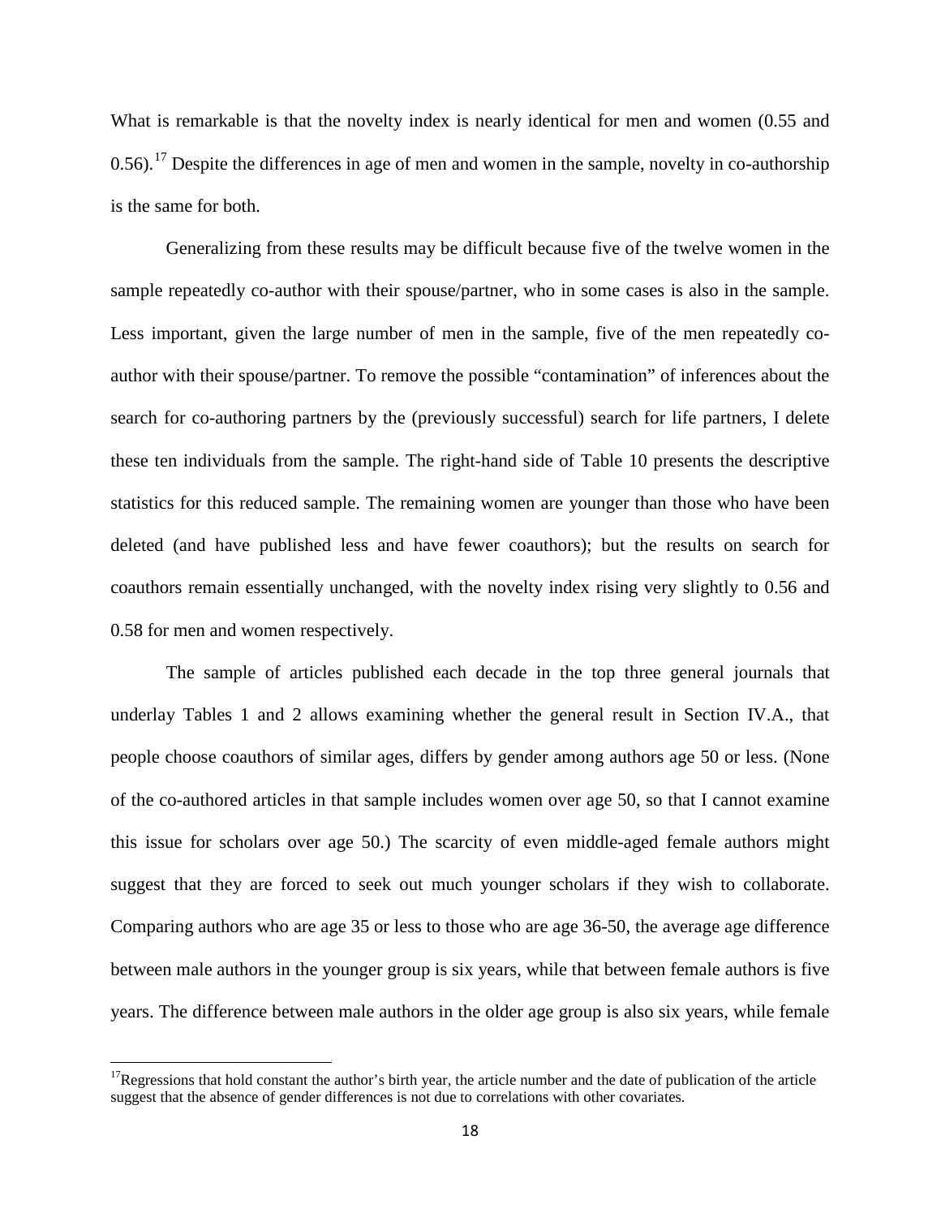What is remarkable is that the novelty index is nearly identical for men and women (0.55 and 0.56).[17] Despite the differences in age of men and women in the sample, novelty in co-authorship is the same for both.

Generalizing from these results may be difficult because five of the twelve women in the sample repeatedly co-author with their spouse/partner, who in some cases is also in the sample. Less important, given the large number of men in the sample, five of the men repeatedly co-author with their spouse/partner. To remove the possible "contamination" of inferences about the search for co-authoring partners by the (previously successful) search for life partners, I delete these ten individuals from the sample. The right-hand side of Table 10 presents the descriptive statistics for this reduced sample. The remaining women are younger than those who have been deleted (and have published less and have fewer coauthors); but the results on search for coauthors remain essentially unchanged, with the novelty index rising very slightly to 0.56 and 0.58 for men and women respectively.

The sample of articles published each decade in the top three general journals that underlay Tables 1 and 2 allows examining whether the general result in Section IV.A., that people choose coauthors of similar ages, differs by gender among authors age 50 or less. (None of the co-authored articles in that sample includes women over age 50, so that I cannot examine this issue for scholars over age 50.) The scarcity of even middle-aged female authors might suggest that they are forced to seek out much younger scholars if they wish to collaborate. Comparing authors who are age 35 or less to those who are age 36-50, the average age difference between male authors in the younger group is six years, while that between female authors is five years. The difference between male authors in the older age group is also six years, while female

[17] Regressions that hold constant the author's birth year, the article number and the date of publication of the article suggest that the absence of gender differences is not due to correlations with other covariates.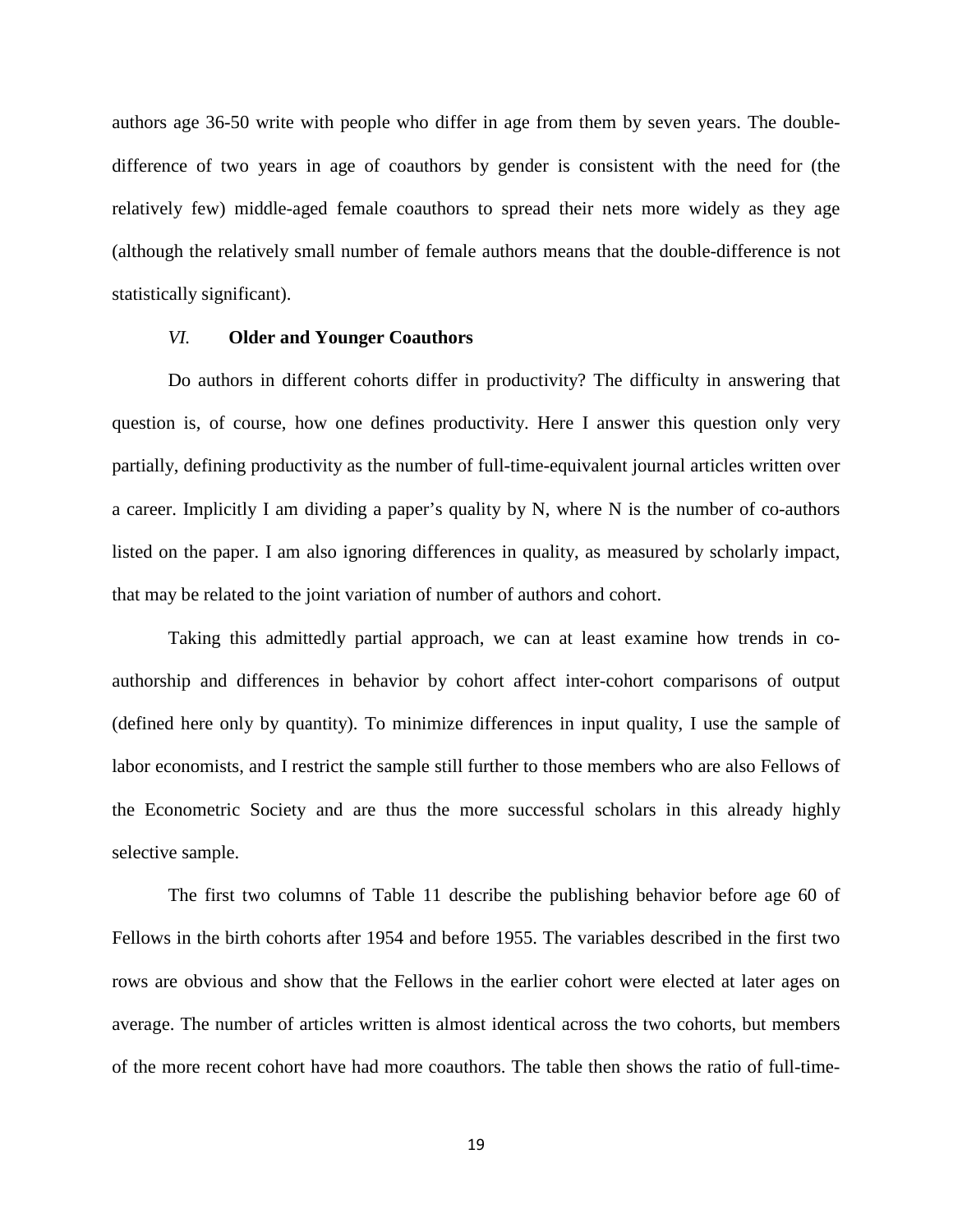authors age 36-50 write with people who differ in age from them by seven years. The double-difference of two years in age of coauthors by gender is consistent with the need for (the relatively few) middle-aged female coauthors to spread their nets more widely as they age (although the relatively small number of female authors means that the double-difference is not statistically significant).

## *VI.* Older and Younger Coauthors

Do authors in different cohorts differ in productivity? The difficulty in answering that question is, of course, how one defines productivity. Here I answer this question only very partially, defining productivity as the number of full-time-equivalent journal articles written over a career. Implicitly I am dividing a paper's quality by N, where N is the number of co-authors listed on the paper. I am also ignoring differences in quality, as measured by scholarly impact, that may be related to the joint variation of number of authors and cohort.

Taking this admittedly partial approach, we can at least examine how trends in co-authorship and differences in behavior by cohort affect inter-cohort comparisons of output (defined here only by quantity). To minimize differences in input quality, I use the sample of labor economists, and I restrict the sample still further to those members who are also Fellows of the Econometric Society and are thus the more successful scholars in this already highly selective sample.

The first two columns of Table 11 describe the publishing behavior before age 60 of Fellows in the birth cohorts after 1954 and before 1955. The variables described in the first two rows are obvious and show that the Fellows in the earlier cohort were elected at later ages on average. The number of articles written is almost identical across the two cohorts, but members of the more recent cohort have had more coauthors. The table then shows the ratio of full-time-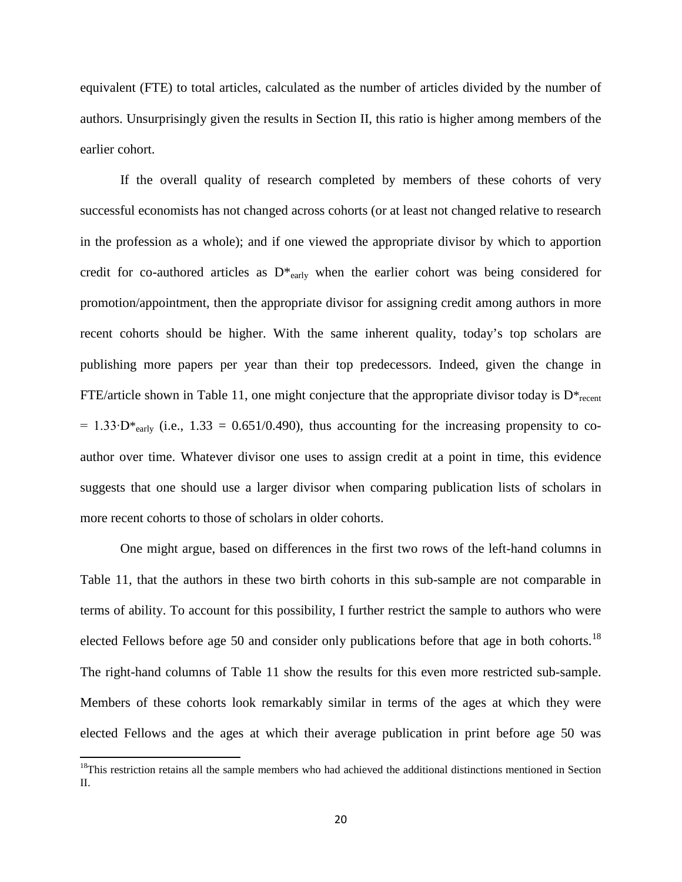equivalent (FTE) to total articles, calculated as the number of articles divided by the number of authors. Unsurprisingly given the results in Section II, this ratio is higher among members of the earlier cohort.

If the overall quality of research completed by members of these cohorts of very successful economists has not changed across cohorts (or at least not changed relative to research in the profession as a whole); and if one viewed the appropriate divisor by which to apportion credit for co-authored articles as $D^*_{early}$ when the earlier cohort was being considered for promotion/appointment, then the appropriate divisor for assigning credit among authors in more recent cohorts should be higher. With the same inherent quality, today's top scholars are publishing more papers per year than their top predecessors. Indeed, given the change in FTE/article shown in Table 11, one might conjecture that the appropriate divisor today is $D^*_{recent} = 1.33 \cdot D^*_{early}$ (i.e., $1.33 = 0.651/0.490$), thus accounting for the increasing propensity to co-author over time. Whatever divisor one uses to assign credit at a point in time, this evidence suggests that one should use a larger divisor when comparing publication lists of scholars in more recent cohorts to those of scholars in older cohorts.

One might argue, based on differences in the first two rows of the left-hand columns in Table 11, that the authors in these two birth cohorts in this sub-sample are not comparable in terms of ability. To account for this possibility, I further restrict the sample to authors who were elected Fellows before age 50 and consider only publications before that age in both cohorts.[18] The right-hand columns of Table 11 show the results for this even more restricted sub-sample. Members of these cohorts look remarkably similar in terms of the ages at which they were elected Fellows and the ages at which their average publication in print before age 50 was

[18] This restriction retains all the sample members who had achieved the additional distinctions mentioned in Section II.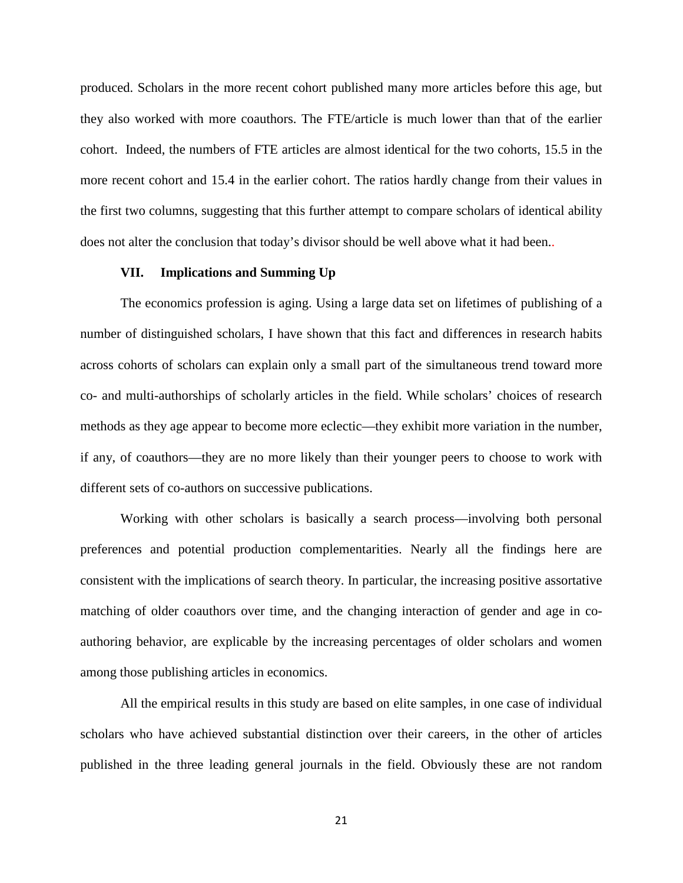produced. Scholars in the more recent cohort published many more articles before this age, but they also worked with more coauthors. The FTE/article is much lower than that of the earlier cohort. Indeed, the numbers of FTE articles are almost identical for the two cohorts, 15.5 in the more recent cohort and 15.4 in the earlier cohort. The ratios hardly change from their values in the first two columns, suggesting that this further attempt to compare scholars of identical ability does not alter the conclusion that today's divisor should be well above what it had been..

## VII. Implications and Summing Up

The economics profession is aging. Using a large data set on lifetimes of publishing of a number of distinguished scholars, I have shown that this fact and differences in research habits across cohorts of scholars can explain only a small part of the simultaneous trend toward more co- and multi-authorships of scholarly articles in the field. While scholars' choices of research methods as they age appear to become more eclectic—they exhibit more variation in the number, if any, of coauthors—they are no more likely than their younger peers to choose to work with different sets of co-authors on successive publications.

Working with other scholars is basically a search process—involving both personal preferences and potential production complementarities. Nearly all the findings here are consistent with the implications of search theory. In particular, the increasing positive assortative matching of older coauthors over time, and the changing interaction of gender and age in co-authoring behavior, are explicable by the increasing percentages of older scholars and women among those publishing articles in economics.

All the empirical results in this study are based on elite samples, in one case of individual scholars who have achieved substantial distinction over their careers, in the other of articles published in the three leading general journals in the field. Obviously these are not random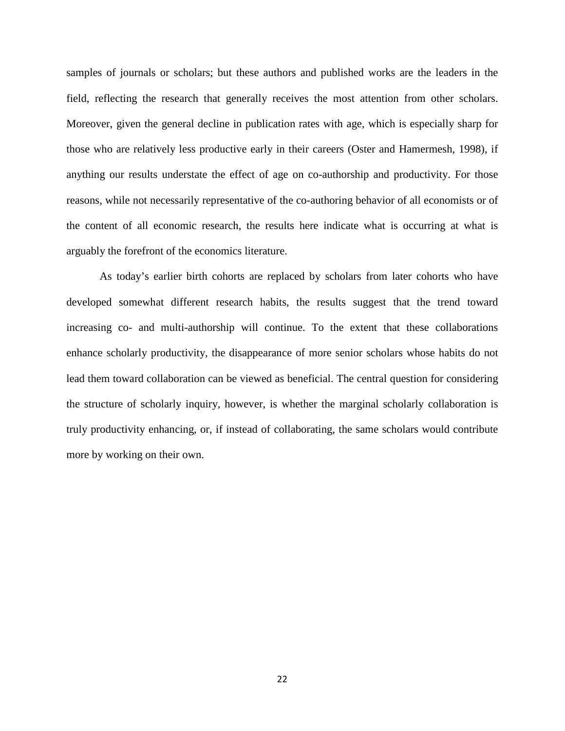samples of journals or scholars; but these authors and published works are the leaders in the field, reflecting the research that generally receives the most attention from other scholars. Moreover, given the general decline in publication rates with age, which is especially sharp for those who are relatively less productive early in their careers (Oster and Hamermesh, 1998), if anything our results understate the effect of age on co-authorship and productivity. For those reasons, while not necessarily representative of the co-authoring behavior of all economists or of the content of all economic research, the results here indicate what is occurring at what is arguably the forefront of the economics literature.

As today's earlier birth cohorts are replaced by scholars from later cohorts who have developed somewhat different research habits, the results suggest that the trend toward increasing co- and multi-authorship will continue. To the extent that these collaborations enhance scholarly productivity, the disappearance of more senior scholars whose habits do not lead them toward collaboration can be viewed as beneficial. The central question for considering the structure of scholarly inquiry, however, is whether the marginal scholarly collaboration is truly productivity enhancing, or, if instead of collaborating, the same scholars would contribute more by working on their own.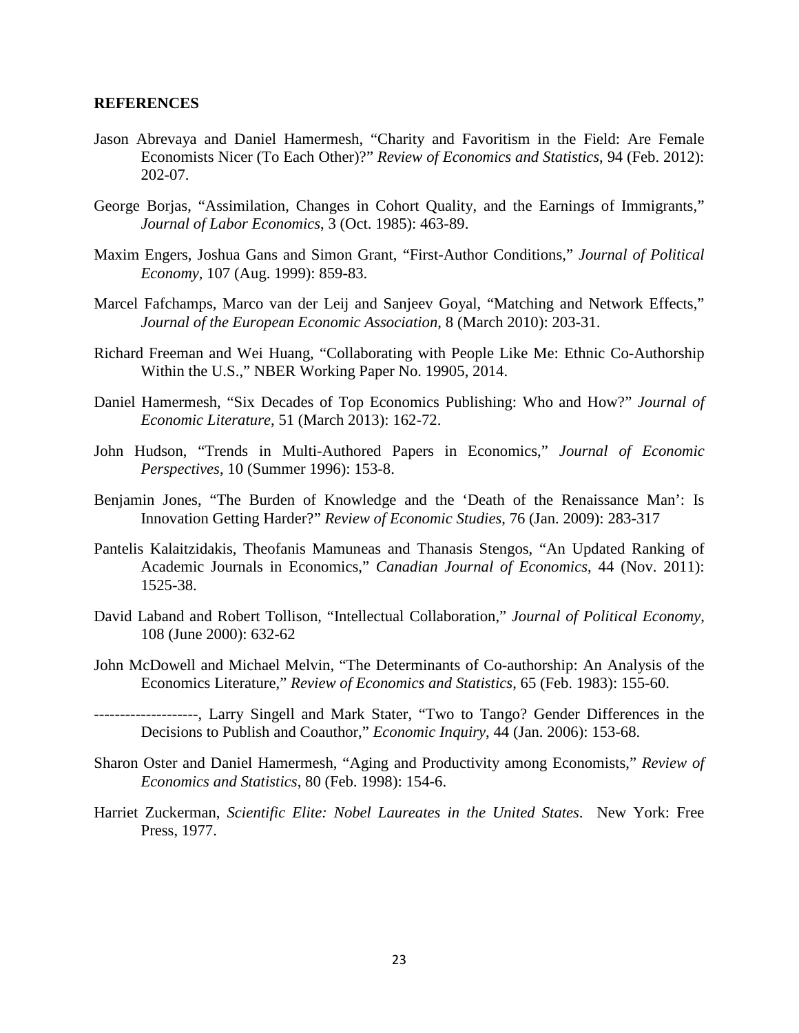**REFERENCES**

Jason Abrevaya and Daniel Hamermesh, “Charity and Favoritism in the Field: Are Female Economists Nicer (To Each Other)?” *Review of Economics and Statistics*, 94 (Feb. 2012): 202-07.

George Borjas, “Assimilation, Changes in Cohort Quality, and the Earnings of Immigrants,” *Journal of Labor Economics*, 3 (Oct. 1985): 463-89.

Maxim Engers, Joshua Gans and Simon Grant, “First-Author Conditions,” *Journal of Political Economy*, 107 (Aug. 1999): 859-83.

Marcel Fafchamps, Marco van der Leij and Sanjeev Goyal, “Matching and Network Effects,” *Journal of the European Economic Association*, 8 (March 2010): 203-31.

Richard Freeman and Wei Huang, “Collaborating with People Like Me: Ethnic Co-Authorship Within the U.S.,” NBER Working Paper No. 19905, 2014.

Daniel Hamermesh, “Six Decades of Top Economics Publishing: Who and How?” *Journal of Economic Literature*, 51 (March 2013): 162-72.

John Hudson, “Trends in Multi-Authored Papers in Economics,” *Journal of Economic Perspectives*, 10 (Summer 1996): 153-8.

Benjamin Jones, “The Burden of Knowledge and the ‘Death of the Renaissance Man’: Is Innovation Getting Harder?” *Review of Economic Studies*, 76 (Jan. 2009): 283-317

Pantelis Kalaitzidakis, Theofanis Mamuneas and Thanasis Stengos, “An Updated Ranking of Academic Journals in Economics,” *Canadian Journal of Economics*, 44 (Nov. 2011): 1525-38.

David Laband and Robert Tollison, “Intellectual Collaboration,” *Journal of Political Economy*, 108 (June 2000): 632-62

John McDowell and Michael Melvin, “The Determinants of Co-authorship: An Analysis of the Economics Literature,” *Review of Economics and Statistics*, 65 (Feb. 1983): 155-60.

--------------------, Larry Singell and Mark Stater, “Two to Tango? Gender Differences in the Decisions to Publish and Coauthor,” *Economic Inquiry*, 44 (Jan. 2006): 153-68.

Sharon Oster and Daniel Hamermesh, “Aging and Productivity among Economists,” *Review of Economics and Statistics*, 80 (Feb. 1998): 154-6.

Harriet Zuckerman, *Scientific Elite: Nobel Laureates in the United States*. New York: Free Press, 1977.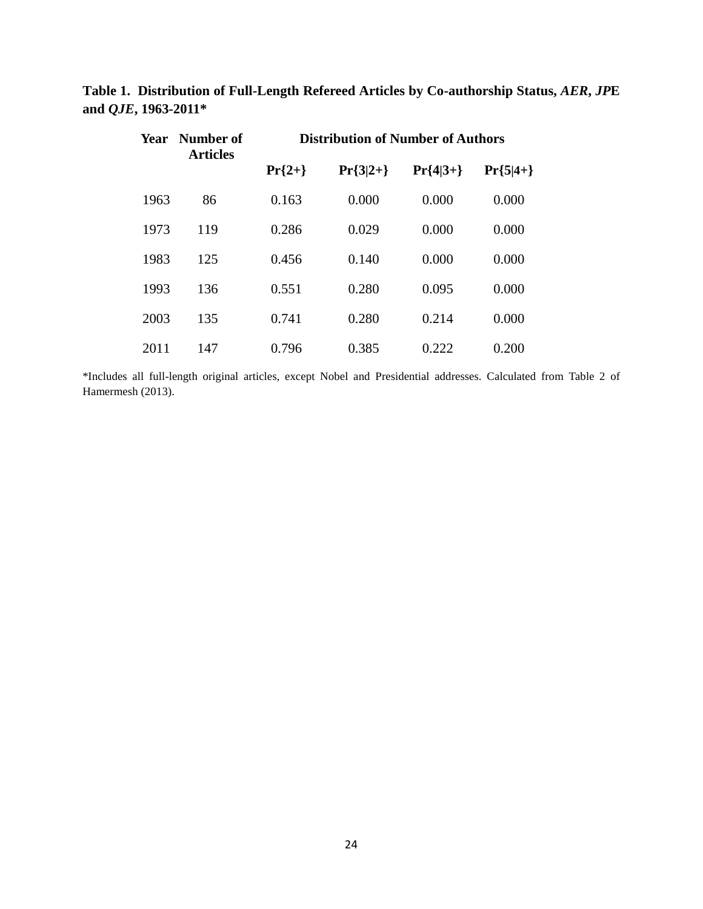**Table 1. Distribution of Full-Length Refereed Articles by Co-authorship Status, *AER*, *JP*E and *QJE*, 1963-2011***

| Year | Number of Articles | Distribution of Number of Authors | | | |
|---|---|---|---|---|---|
| | | Pr{2+} | Pr{3\|2+} | Pr{4\|3+} | Pr{5\|4+} |
| 1963 | 86 | 0.163 | 0.000 | 0.000 | 0.000 |
| 1973 | 119 | 0.286 | 0.029 | 0.000 | 0.000 |
| 1983 | 125 | 0.456 | 0.140 | 0.000 | 0.000 |
| 1993 | 136 | 0.551 | 0.280 | 0.095 | 0.000 |
| 2003 | 135 | 0.741 | 0.280 | 0.214 | 0.000 |
| 2011 | 147 | 0.796 | 0.385 | 0.222 | 0.200 |

*Includes all full-length original articles, except Nobel and Presidential addresses. Calculated from Table 2 of Hamermesh (2013).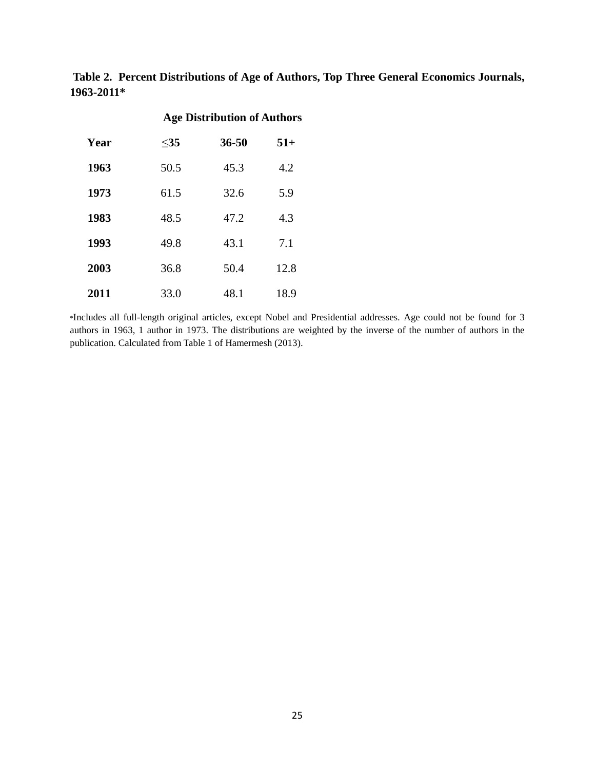**Table 2. Percent Distributions of Age of Authors, Top Three General Economics Journals, 1963-2011***

| | Age Distribution of Authors | | |
|---|---|---|---|
| **Year** | **≤35** | **36-50** | **51+** |
| **1963** | 50.5 | 45.3 | 4.2 |
| **1973** | 61.5 | 32.6 | 5.9 |
| **1983** | 48.5 | 47.2 | 4.3 |
| **1993** | 49.8 | 43.1 | 7.1 |
| **2003** | 36.8 | 50.4 | 12.8 |
| **2011** | 33.0 | 48.1 | 18.9 |

*Includes all full-length original articles, except Nobel and Presidential addresses. Age could not be found for 3 authors in 1963, 1 author in 1973. The distributions are weighted by the inverse of the number of authors in the publication. Calculated from Table 1 of Hamermesh (2013).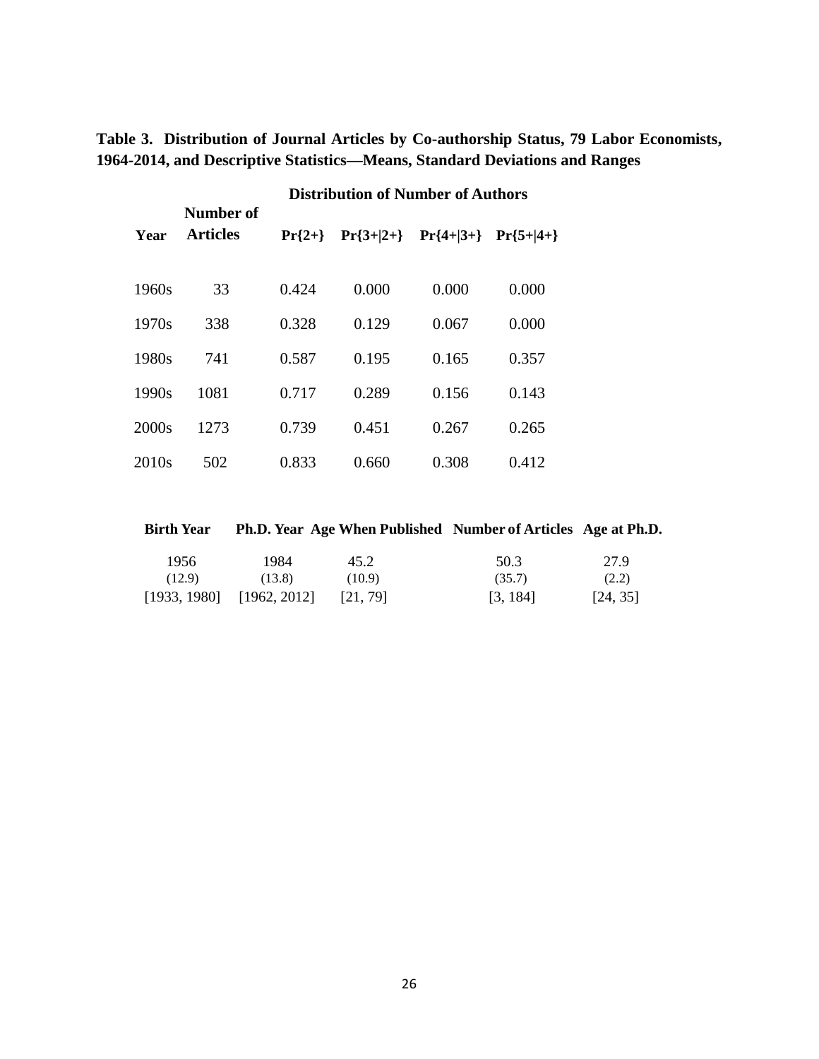**Table 3. Distribution of Journal Articles by Co-authorship Status, 79 Labor Economists, 1964-2014, and Descriptive Statistics—Means, Standard Deviations and Ranges**

| Year | Number of Articles | Distribution of Number of Authors | | | |
|---|---|---|---|---|---|
| | | Pr{2+} | Pr{3+\|2+} | Pr{4+\|3+} | Pr{5+\|4+} |
| 1960s | 33 | 0.424 | 0.000 | 0.000 | 0.000 |
| 1970s | 338 | 0.328 | 0.129 | 0.067 | 0.000 |
| 1980s | 741 | 0.587 | 0.195 | 0.165 | 0.357 |
| 1990s | 1081 | 0.717 | 0.289 | 0.156 | 0.143 |
| 2000s | 1273 | 0.739 | 0.451 | 0.267 | 0.265 |
| 2010s | 502 | 0.833 | 0.660 | 0.308 | 0.412 |

| Birth Year | Ph.D. Year | Age When Published | Number of Articles | Age at Ph.D. |
|---|---|---|---|---|
| 1956 | 1984 | 45.2 | 50.3 | 27.9 |
| (12.9) | (13.8) | (10.9) | (35.7) | (2.2) |
| [1933, 1980] | [1962, 2012] | [21, 79] | [3, 184] | [24, 35] |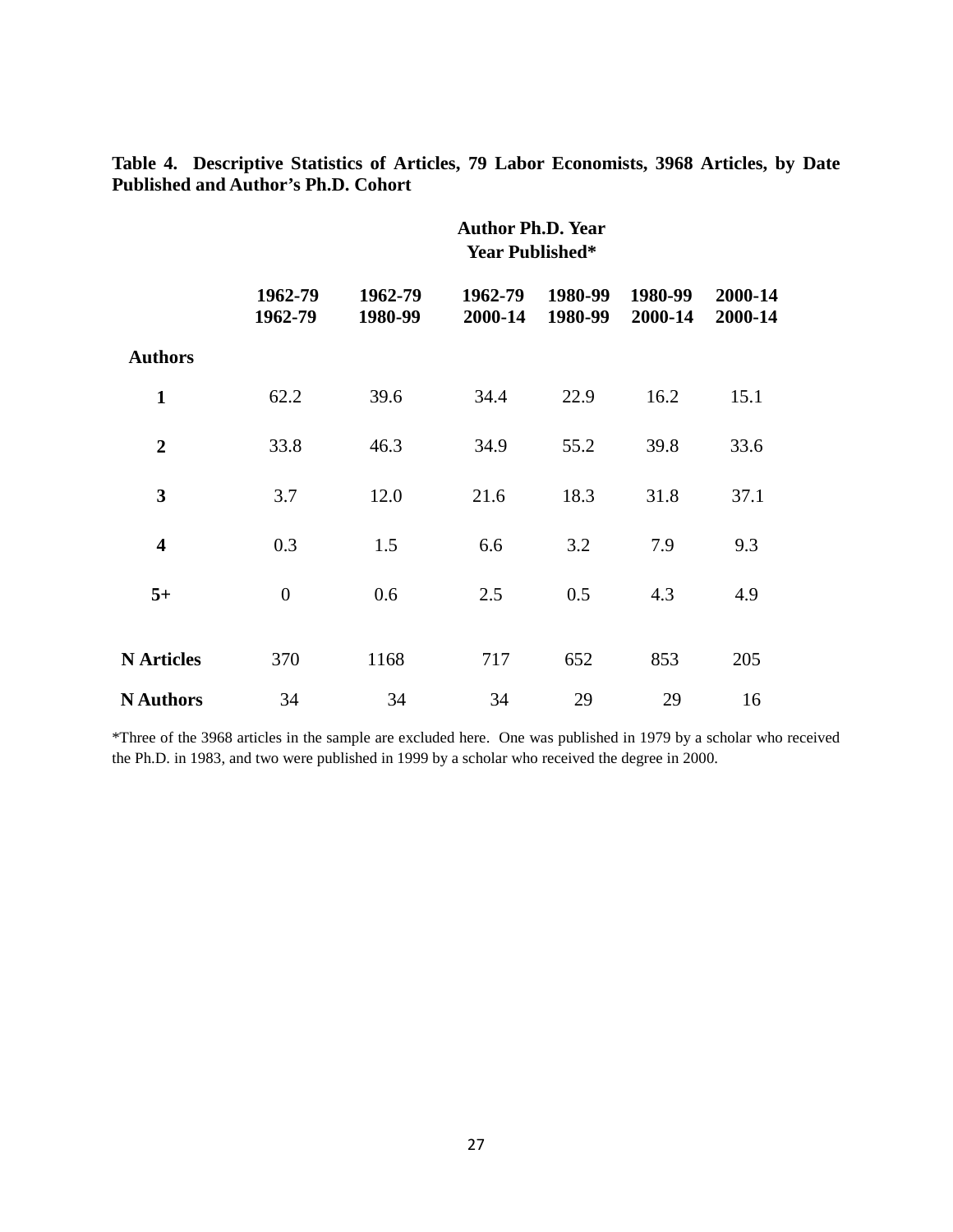**Table 4. Descriptive Statistics of Articles, 79 Labor Economists, 3968 Articles, by Date Published and Author's Ph.D. Cohort**

| | Author Ph.D. Year<br>Year Published* | | | | | |
|---|---|---|---|---|---|---|
| | **1962-79**<br>**1962-79** | **1962-79**<br>**1980-99** | **1962-79**<br>**2000-14** | **1980-99**<br>**1980-99** | **1980-99**<br>**2000-14** | **2000-14**<br>**2000-14** |
| **Authors** | | | | | | |
| **1** | 62.2 | 39.6 | 34.4 | 22.9 | 16.2 | 15.1 |
| **2** | 33.8 | 46.3 | 34.9 | 55.2 | 39.8 | 33.6 |
| **3** | 3.7 | 12.0 | 21.6 | 18.3 | 31.8 | 37.1 |
| **4** | 0.3 | 1.5 | 6.6 | 3.2 | 7.9 | 9.3 |
| **5+** | 0 | 0.6 | 2.5 | 0.5 | 4.3 | 4.9 |
| **N Articles** | 370 | 1168 | 717 | 652 | 853 | 205 |
| **N Authors** | 34 | 34 | 34 | 29 | 29 | 16 |

*Three of the 3968 articles in the sample are excluded here. One was published in 1979 by a scholar who received the Ph.D. in 1983, and two were published in 1999 by a scholar who received the degree in 2000.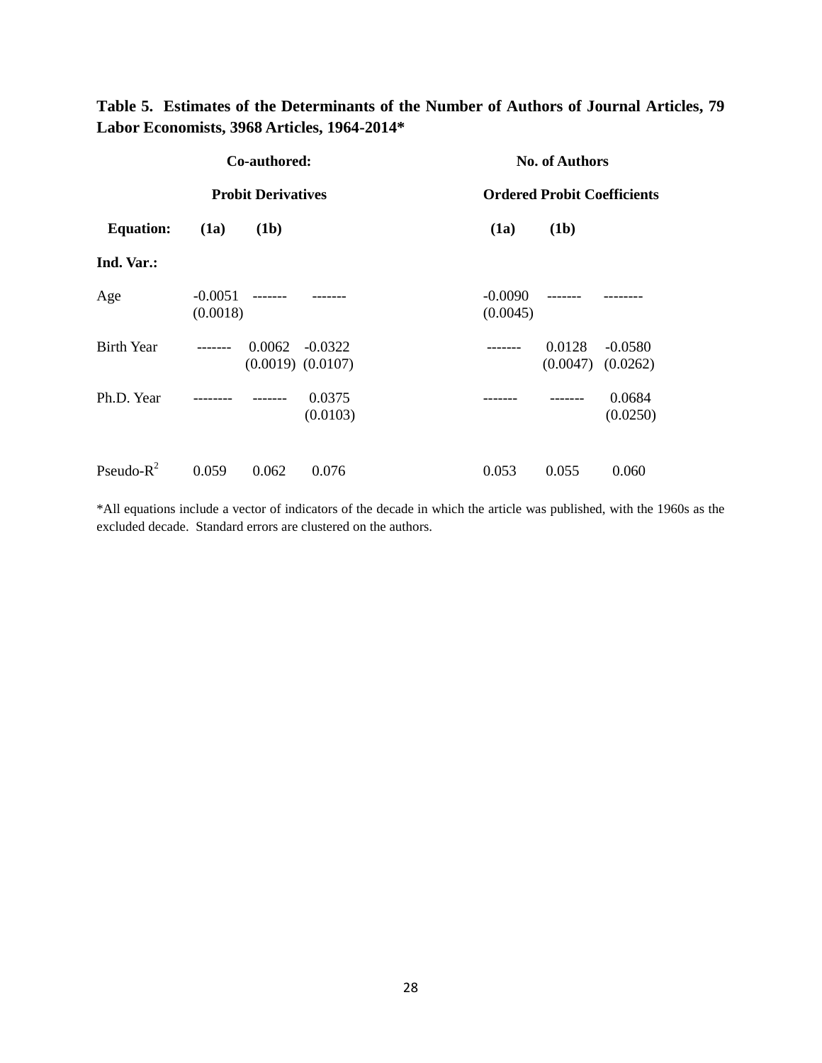**Table 5. Estimates of the Determinants of the Number of Authors of Journal Articles, 79 Labor Economists, 3968 Articles, 1964-2014***

| | **Co-authored:** | | | **No. of Authors** | | |
|---|---|---|---|---|---|---|
| | **Probit Derivatives** | | | **Ordered Probit Coefficients** | | |
| **Equation:** | **(1a)** | **(1b)** | | **(1a)** | **(1b)** | |
| **Ind. Var.:** | | | | | | |
| Age | -0.0051 (0.0018) | ------- | ------- | -0.0090 (0.0045) | ------- | -------- |
| Birth Year | ------- | 0.0062 (0.0019) | -0.0322 (0.0107) | ------- | 0.0128 (0.0047) | -0.0580 (0.0262) |
| Ph.D. Year | -------- | ------- | 0.0375 (0.0103) | ------- | ------- | 0.0684 (0.0250) |
| Pseudo-$R^2$ | 0.059 | 0.062 | 0.076 | 0.053 | 0.055 | 0.060 |

*All equations include a vector of indicators of the decade in which the article was published, with the 1960s as the excluded decade. Standard errors are clustered on the authors.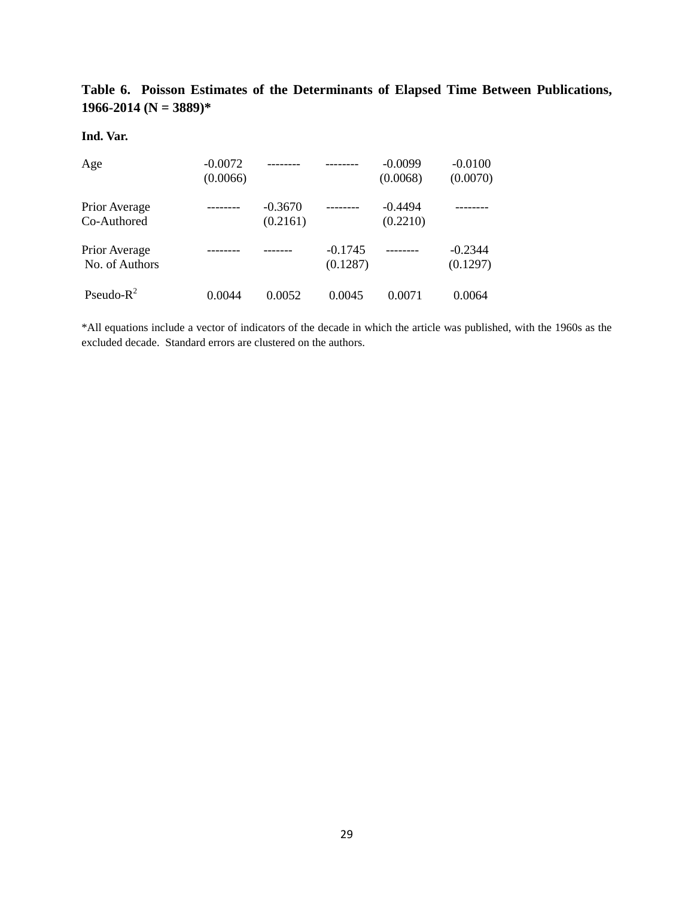**Table 6. Poisson Estimates of the Determinants of Elapsed Time Between Publications, 1966-2014 (N = 3889)***

| Ind. Var. | | | | | |
|---|---|---|---|---|---|
| Age | -0.0072<br>(0.0066) | -------- | -------- | -0.0099<br>(0.0068) | -0.0100<br>(0.0070) |
| Prior Average Co-Authored | -------- | -0.3670<br>(0.2161) | -------- | -0.4494<br>(0.2210) | -------- |
| Prior Average No. of Authors | -------- | ------- | -0.1745<br>(0.1287) | -------- | -0.2344<br>(0.1297) |
| Pseudo-$R^2$ | 0.0044 | 0.0052 | 0.0045 | 0.0071 | 0.0064 |

*All equations include a vector of indicators of the decade in which the article was published, with the 1960s as the excluded decade. Standard errors are clustered on the authors.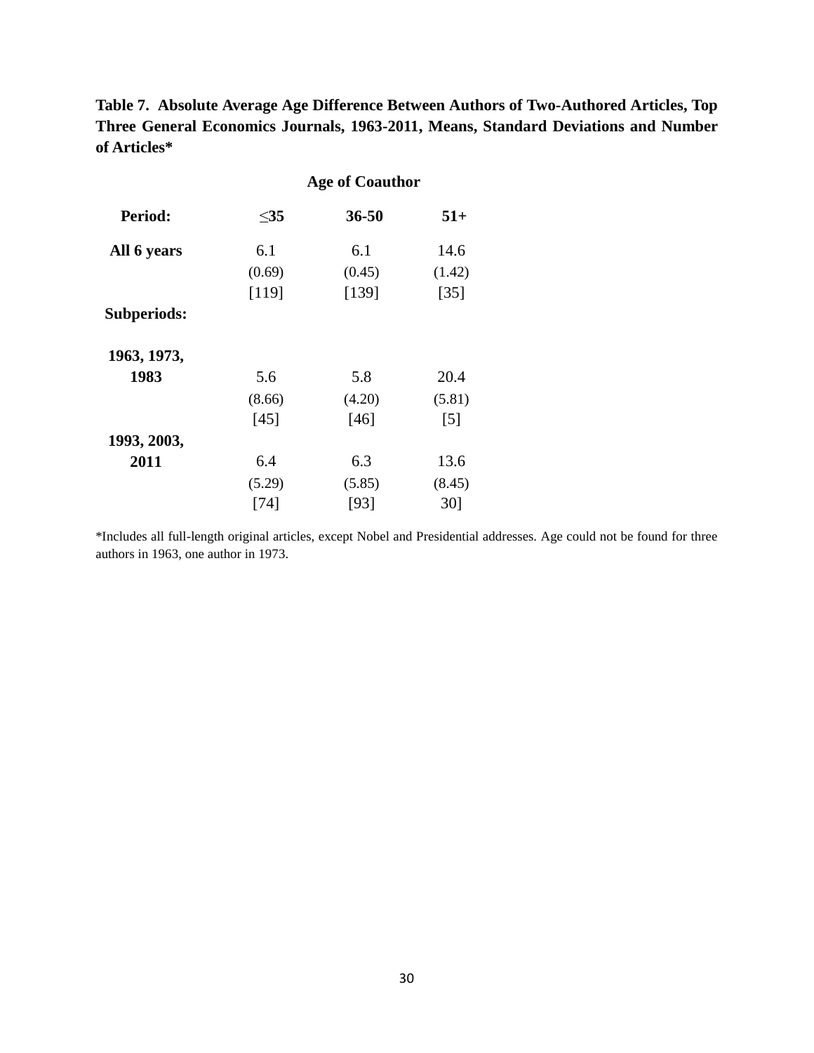**Table 7. Absolute Average Age Difference Between Authors of Two-Authored Articles, Top Three General Economics Journals, 1963-2011, Means, Standard Deviations and Number of Articles***

| | Age of Coauthor | | |
|---|---|---|---|
| **Period:** | **≤35** | **36-50** | **51+** |
| **All 6 years** | 6.1 | 6.1 | 14.6 |
| | (0.69) | (0.45) | (1.42) |
| | [119] | [139] | [35] |
| **Subperiods:** | | | |
| **1963, 1973, 1983** | 5.6 | 5.8 | 20.4 |
| | (8.66) | (4.20) | (5.81) |
| | [45] | [46] | [5] |
| **1993, 2003, 2011** | 6.4 | 6.3 | 13.6 |
| | (5.29) | (5.85) | (8.45) |
| | [74] | [93] | 30] |

*Includes all full-length original articles, except Nobel and Presidential addresses. Age could not be found for three authors in 1963, one author in 1973.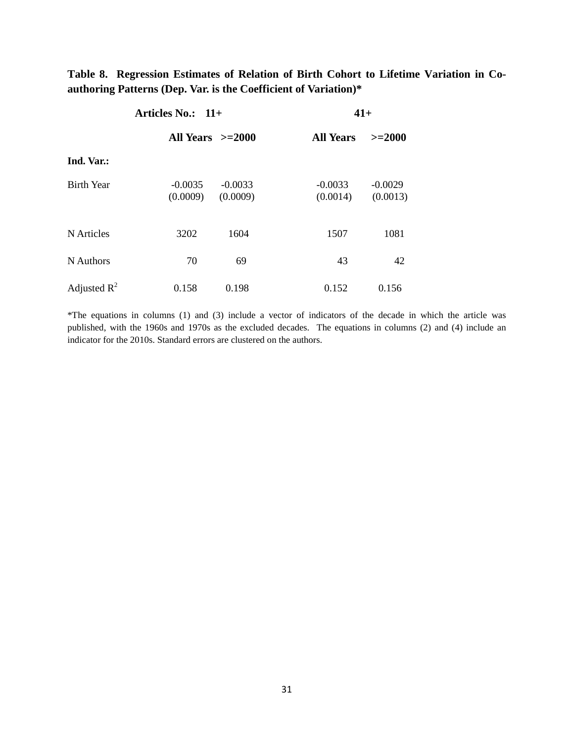**Table 8. Regression Estimates of Relation of Birth Cohort to Lifetime Variation in Co-authoring Patterns (Dep. Var. is the Coefficient of Variation)***

| | Articles No.: 11+ | | 41+ | |
|---|---|---|---|---|
| | **All Years** | **>=2000** | **All Years** | **>=2000** |
| **Ind. Var.:** | | | | |
| Birth Year | -0.0035 (0.0009) | -0.0033 (0.0009) | -0.0033 (0.0014) | -0.0029 (0.0013) |
| N Articles | 3202 | 1604 | 1507 | 1081 |
| N Authors | 70 | 69 | 43 | 42 |
| Adjusted $R^2$ | 0.158 | 0.198 | 0.152 | 0.156 |

*The equations in columns (1) and (3) include a vector of indicators of the decade in which the article was published, with the 1960s and 1970s as the excluded decades. The equations in columns (2) and (4) include an indicator for the 2010s. Standard errors are clustered on the authors.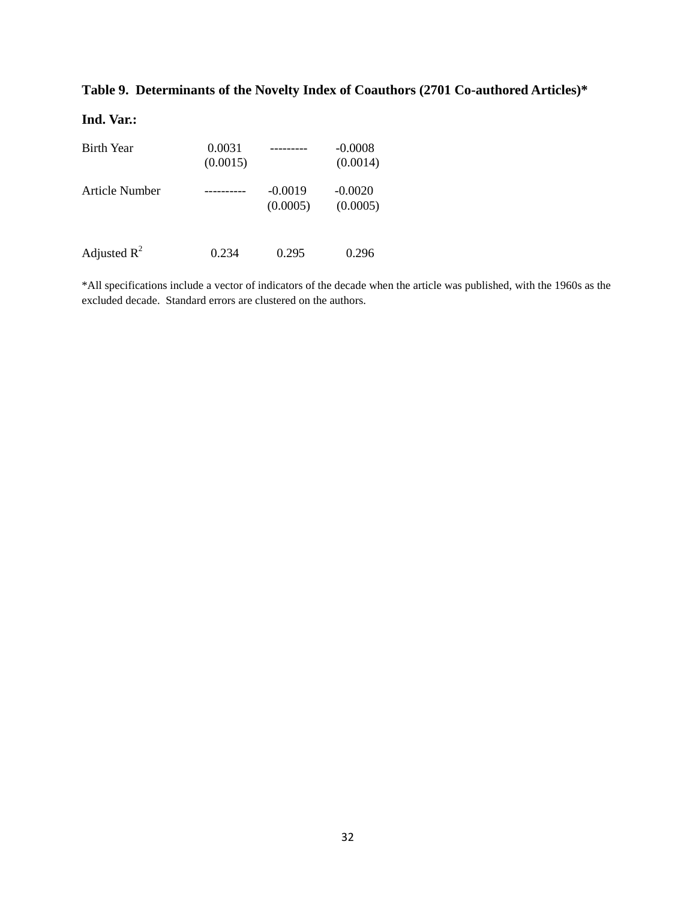**Table 9. Determinants of the Novelty Index of Coauthors (2701 Co-authored Articles)***

**Ind. Var.:**

| | | | |
|---|---|---|---|
| Birth Year | 0.0031<br>(0.0015) | --------- | -0.0008<br>(0.0014) |
| Article Number | ---------- | -0.0019<br>(0.0005) | -0.0020<br>(0.0005) |
| Adjusted $R^2$ | 0.234 | 0.295 | 0.296 |

*All specifications include a vector of indicators of the decade when the article was published, with the 1960s as the excluded decade. Standard errors are clustered on the authors.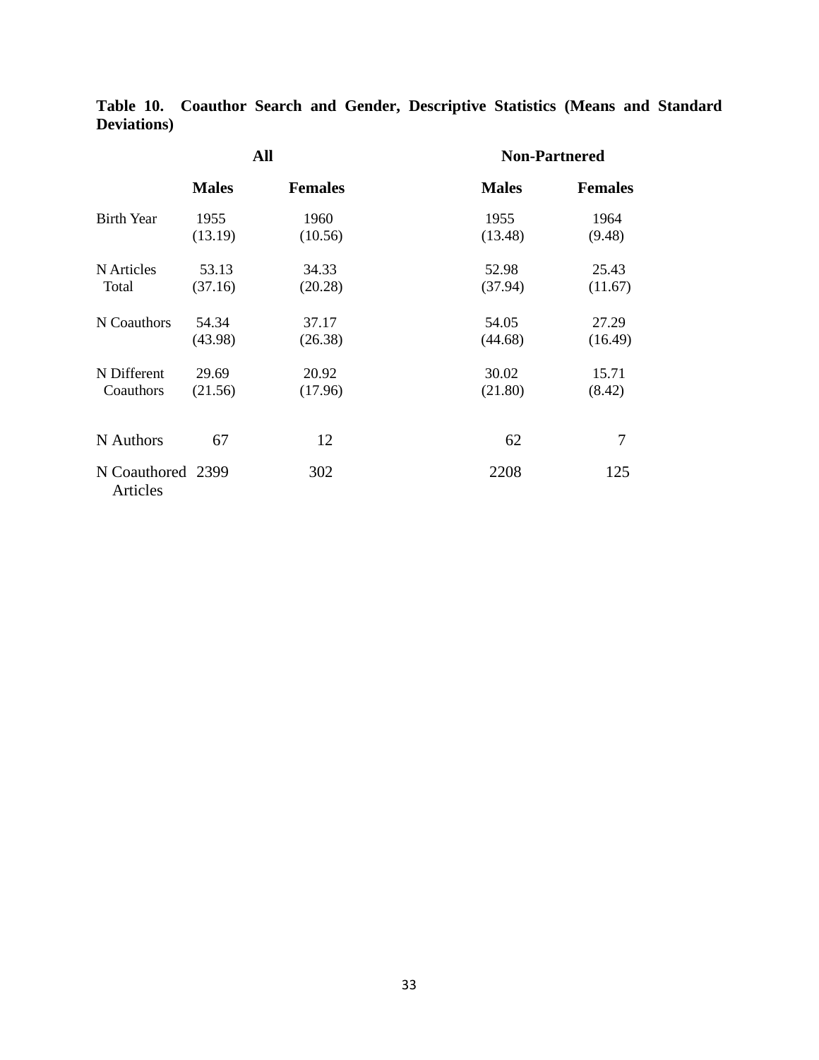**Table 10. Coauthor Search and Gender, Descriptive Statistics (Means and Standard Deviations)**

| | All | | Non-Partnered | |
|---|---|---|---|---|
| | **Males** | **Females** | **Males** | **Females** |
| Birth Year | 1955 | 1960 | 1955 | 1964 |
| | (13.19) | (10.56) | (13.48) | (9.48) |
| N Articles Total | 53.13 | 34.33 | 52.98 | 25.43 |
| | (37.16) | (20.28) | (37.94) | (11.67) |
| N Coauthors | 54.34 | 37.17 | 54.05 | 27.29 |
| | (43.98) | (26.38) | (44.68) | (16.49) |
| N Different Coauthors | 29.69 | 20.92 | 30.02 | 15.71 |
| | (21.56) | (17.96) | (21.80) | (8.42) |
| N Authors | 67 | 12 | 62 | 7 |
| N Coauthored Articles | 2399 | 302 | 2208 | 125 |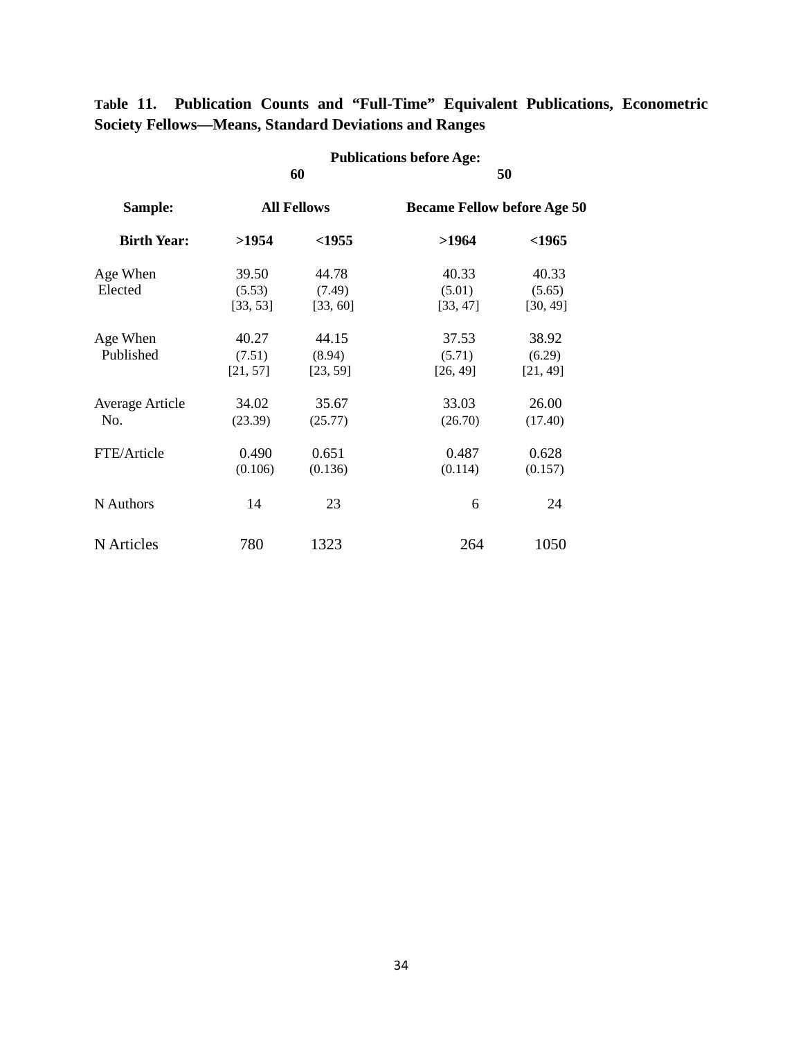**Table 11. Publication Counts and "Full-Time" Equivalent Publications, Econometric Society Fellows—Means, Standard Deviations and Ranges**

| | Publications before Age: | | | |
|---|---|---|---|---|
| | 60 | | 50 | |
| **Sample:** | **All Fellows** | | **Became Fellow before Age 50** | |
| **Birth Year:** | **>1954** | **<1955** | **>1964** | **<1965** |
| Age When Elected | 39.50 (5.53) [33, 53] | 44.78 (7.49) [33, 60] | 40.33 (5.01) [33, 47] | 40.33 (5.65) [30, 49] |
| Age When Published | 40.27 (7.51) [21, 57] | 44.15 (8.94) [23, 59] | 37.53 (5.71) [26, 49] | 38.92 (6.29) [21, 49] |
| Average Article No. | 34.02 (23.39) | 35.67 (25.77) | 33.03 (26.70) | 26.00 (17.40) |
| FTE/Article | 0.490 (0.106) | 0.651 (0.136) | 0.487 (0.114) | 0.628 (0.157) |
| N Authors | 14 | 23 | 6 | 24 |
| N Articles | 780 | 1323 | 264 | 1050 |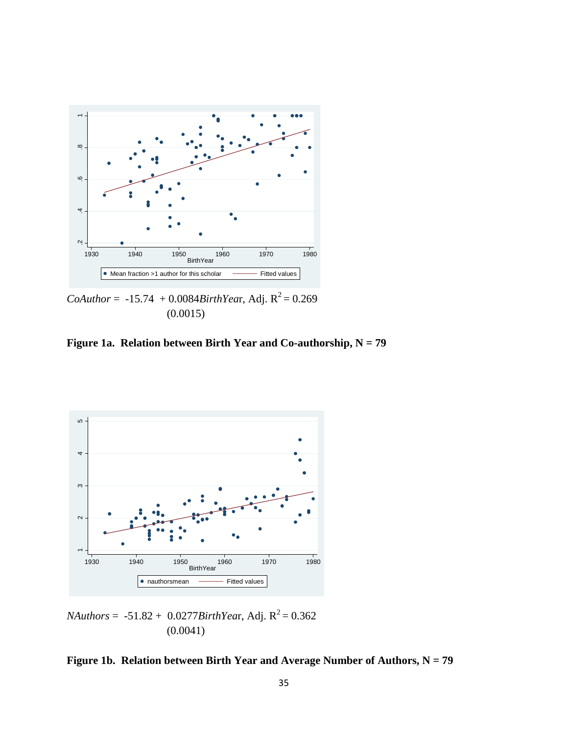$CoAuthor = -15.74 + 0.0084 BirthYear$, Adj. $R^2 = 0.269$
(0.0015)

**Figure 1a. Relation between Birth Year and Co-authorship, N = 79**

$NAuthors = -51.82 + 0.0277 BirthYear$, Adj. $R^2 = 0.362$
(0.0041)

**Figure 1b. Relation between Birth Year and Average Number of Authors, N = 79**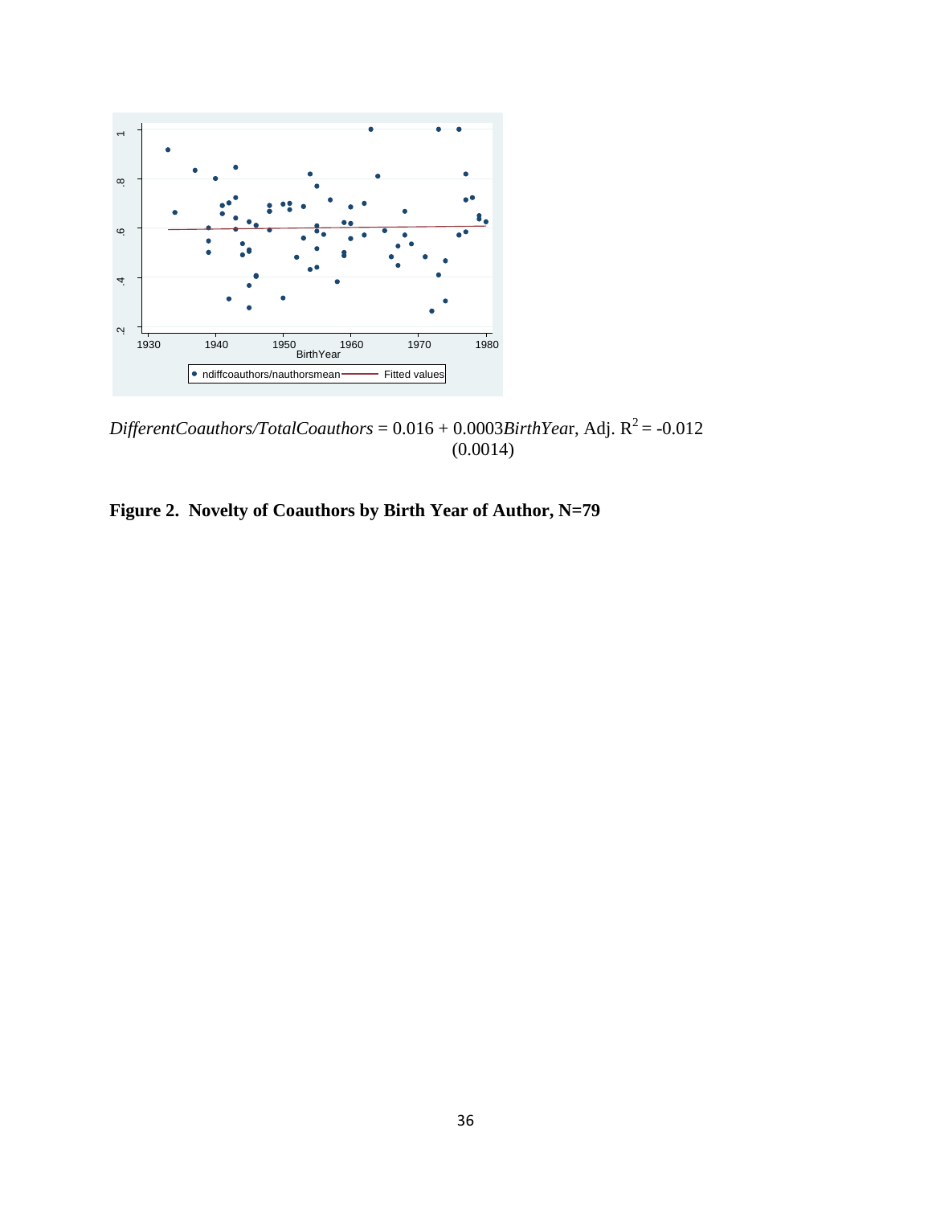$$DifferentCoauthors/TotalCoauthors = 0.016 + 0.0003 BirthYear, \text{ Adj. } R^2 = -0.012$$
$$(0.0014)$$

**Figure 2. Novelty of Coauthors by Birth Year of Author, N=79**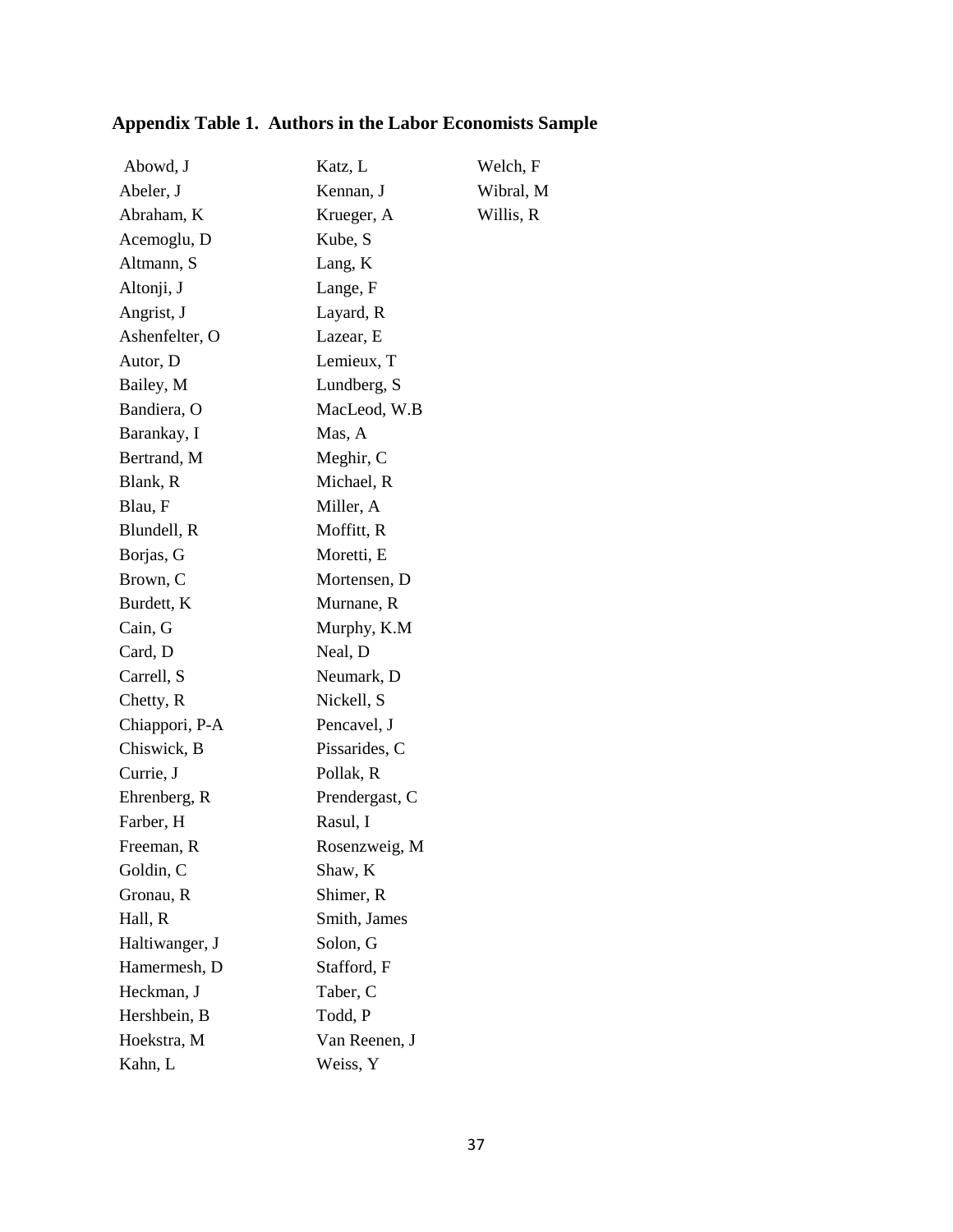**Appendix Table 1. Authors in the Labor Economists Sample**

| | | |
|---|---|---|
| Abowd, J | Katz, L | Welch, F |
| Abeler, J | Kennan, J | Wibral, M |
| Abraham, K | Krueger, A | Willis, R |
| Acemoglu, D | Kube, S | |
| Altmann, S | Lang, K | |
| Altonji, J | Lange, F | |
| Angrist, J | Layard, R | |
| Ashenfelter, O | Lazear, E | |
| Autor, D | Lemieux, T | |
| Bailey, M | Lundberg, S | |
| Bandiera, O | MacLeod, W.B | |
| Barankay, I | Mas, A | |
| Bertrand, M | Meghir, C | |
| Blank, R | Michael, R | |
| Blau, F | Miller, A | |
| Blundell, R | Moffitt, R | |
| Borjas, G | Moretti, E | |
| Brown, C | Mortensen, D | |
| Burdett, K | Murnane, R | |
| Cain, G | Murphy, K.M | |
| Card, D | Neal, D | |
| Carrell, S | Neumark, D | |
| Chetty, R | Nickell, S | |
| Chiappori, P-A | Pencavel, J | |
| Chiswick, B | Pissarides, C | |
| Currie, J | Pollak, R | |
| Ehrenberg, R | Prendergast, C | |
| Farber, H | Rasul, I | |
| Freeman, R | Rosenzweig, M | |
| Goldin, C | Shaw, K | |
| Gronau, R | Shimer, R | |
| Hall, R | Smith, James | |
| Haltiwanger, J | Solon, G | |
| Hamermesh, D | Stafford, F | |
| Heckman, J | Taber, C | |
| Hershbein, B | Todd, P | |
| Hoekstra, M | Van Reenen, J | |
| Kahn, L | Weiss, Y | |